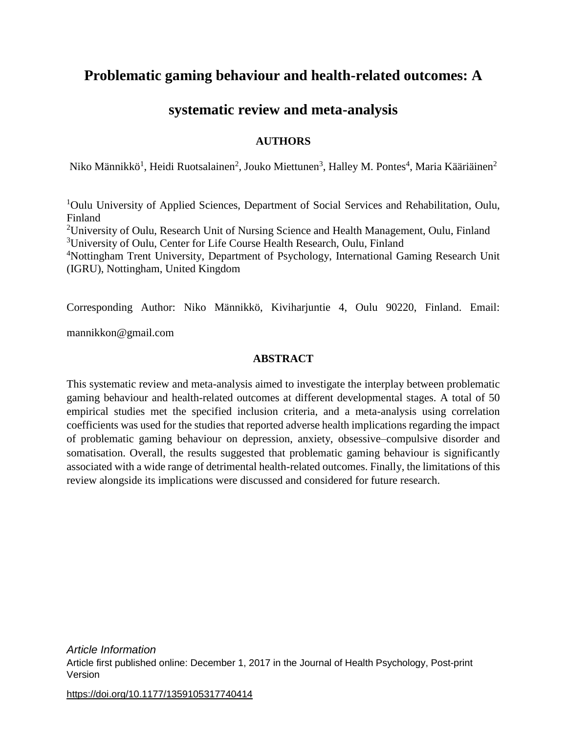# Problematic gaming behaviour and health-related outcomes: A systematic review and meta-analysis

**AUTHORS**

Niko Männikkö[1], Heidi Ruotsalainen[2], Jouko Miettunen[3], Halley M. Pontes[4], Maria Kääriäinen[2]

[1]Oulu University of Applied Sciences, Department of Social Services and Rehabilitation, Oulu, Finland

[2]University of Oulu, Research Unit of Nursing Science and Health Management, Oulu, Finland

[3]University of Oulu, Center for Life Course Health Research, Oulu, Finland

[4]Nottingham Trent University, Department of Psychology, International Gaming Research Unit (IGRU), Nottingham, United Kingdom

Corresponding Author: Niko Männikkö, Kiviharjuntie 4, Oulu 90220, Finland. Email: mannikkon@gmail.com

**ABSTRACT**

This systematic review and meta-analysis aimed to investigate the interplay between problematic gaming behaviour and health-related outcomes at different developmental stages. A total of 50 empirical studies met the specified inclusion criteria, and a meta-analysis using correlation coefficients was used for the studies that reported adverse health implications regarding the impact of problematic gaming behaviour on depression, anxiety, obsessive–compulsive disorder and somatisation. Overall, the results suggested that problematic gaming behaviour is significantly associated with a wide range of detrimental health-related outcomes. Finally, the limitations of this review alongside its implications were discussed and considered for future research.

*Article Information*

Article first published online: December 1, 2017 in the Journal of Health Psychology, Post-print Version

https://doi.org/10.1177/1359105317740414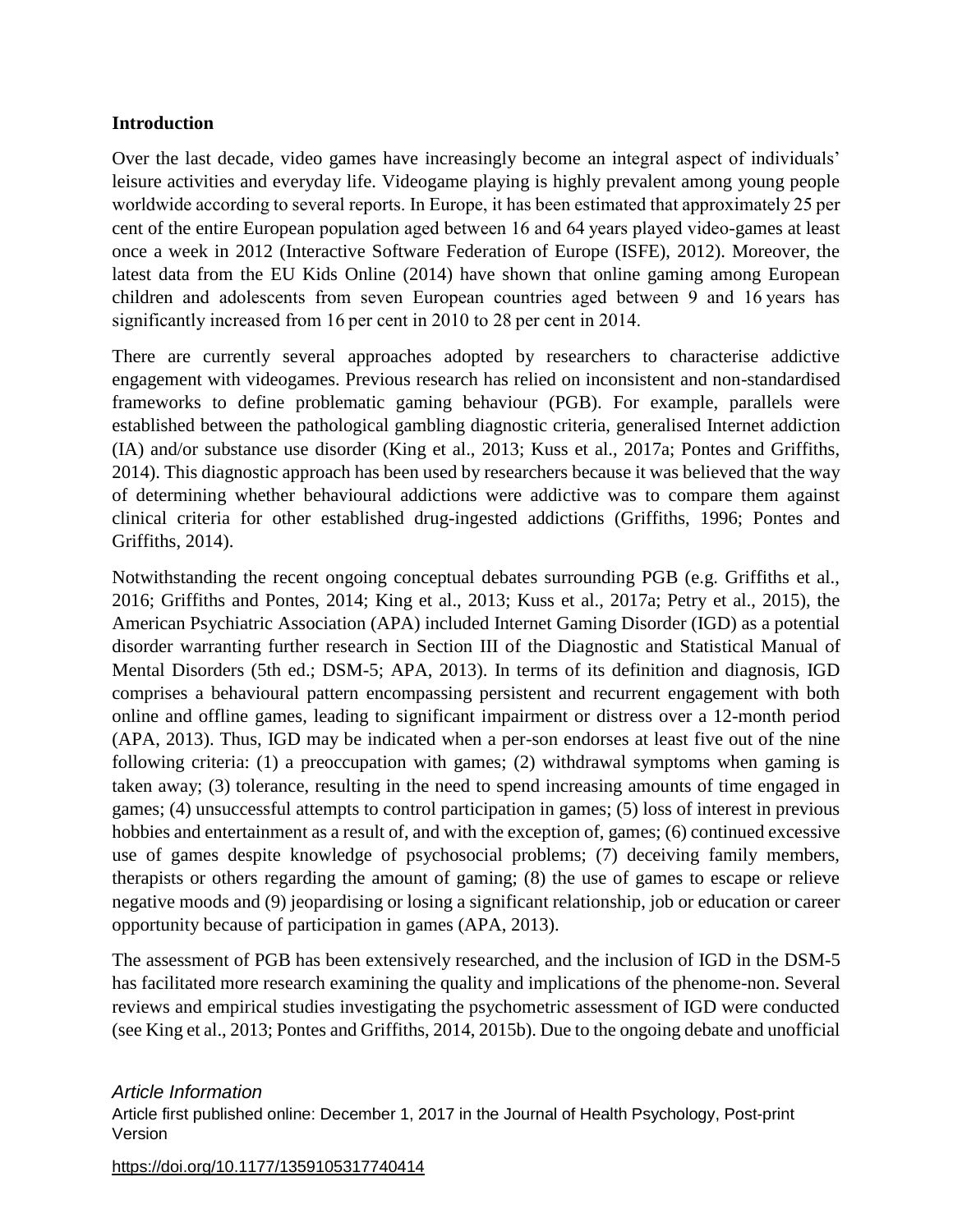## Introduction

Over the last decade, video games have increasingly become an integral aspect of individuals' leisure activities and everyday life. Videogame playing is highly prevalent among young people worldwide according to several reports. In Europe, it has been estimated that approximately 25 per cent of the entire European population aged between 16 and 64 years played video-games at least once a week in 2012 (Interactive Software Federation of Europe (ISFE), 2012). Moreover, the latest data from the EU Kids Online (2014) have shown that online gaming among European children and adolescents from seven European countries aged between 9 and 16 years has significantly increased from 16 per cent in 2010 to 28 per cent in 2014.

There are currently several approaches adopted by researchers to characterise addictive engagement with videogames. Previous research has relied on inconsistent and non-standardised frameworks to define problematic gaming behaviour (PGB). For example, parallels were established between the pathological gambling diagnostic criteria, generalised Internet addiction (IA) and/or substance use disorder (King et al., 2013; Kuss et al., 2017a; Pontes and Griffiths, 2014). This diagnostic approach has been used by researchers because it was believed that the way of determining whether behavioural addictions were addictive was to compare them against clinical criteria for other established drug-ingested addictions (Griffiths, 1996; Pontes and Griffiths, 2014).

Notwithstanding the recent ongoing conceptual debates surrounding PGB (e.g. Griffiths et al., 2016; Griffiths and Pontes, 2014; King et al., 2013; Kuss et al., 2017a; Petry et al., 2015), the American Psychiatric Association (APA) included Internet Gaming Disorder (IGD) as a potential disorder warranting further research in Section III of the Diagnostic and Statistical Manual of Mental Disorders (5th ed.; DSM-5; APA, 2013). In terms of its definition and diagnosis, IGD comprises a behavioural pattern encompassing persistent and recurrent engagement with both online and offline games, leading to significant impairment or distress over a 12-month period (APA, 2013). Thus, IGD may be indicated when a per-son endorses at least five out of the nine following criteria: (1) a preoccupation with games; (2) withdrawal symptoms when gaming is taken away; (3) tolerance, resulting in the need to spend increasing amounts of time engaged in games; (4) unsuccessful attempts to control participation in games; (5) loss of interest in previous hobbies and entertainment as a result of, and with the exception of, games; (6) continued excessive use of games despite knowledge of psychosocial problems; (7) deceiving family members, therapists or others regarding the amount of gaming; (8) the use of games to escape or relieve negative moods and (9) jeopardising or losing a significant relationship, job or education or career opportunity because of participation in games (APA, 2013).

The assessment of PGB has been extensively researched, and the inclusion of IGD in the DSM-5 has facilitated more research examining the quality and implications of the phenome-non. Several reviews and empirical studies investigating the psychometric assessment of IGD were conducted (see King et al., 2013; Pontes and Griffiths, 2014, 2015b). Due to the ongoing debate and unofficial

*Article Information*

Article first published online: December 1, 2017 in the Journal of Health Psychology, Post-print Version

https://doi.org/10.1177/1359105317740414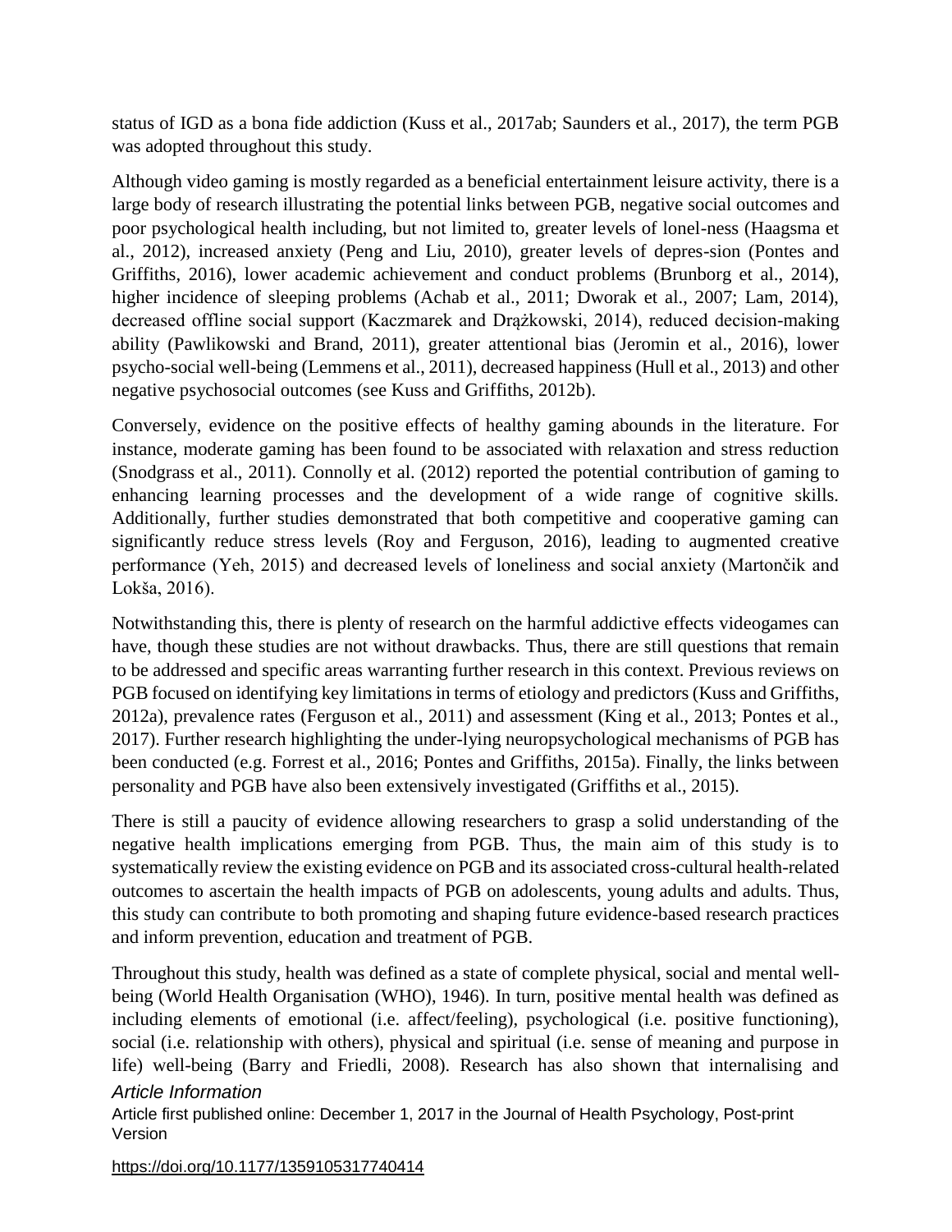status of IGD as a bona fide addiction (Kuss et al., 2017ab; Saunders et al., 2017), the term PGB was adopted throughout this study.

Although video gaming is mostly regarded as a beneficial entertainment leisure activity, there is a large body of research illustrating the potential links between PGB, negative social outcomes and poor psychological health including, but not limited to, greater levels of lonel-ness (Haagsma et al., 2012), increased anxiety (Peng and Liu, 2010), greater levels of depres-sion (Pontes and Griffiths, 2016), lower academic achievement and conduct problems (Brunborg et al., 2014), higher incidence of sleeping problems (Achab et al., 2011; Dworak et al., 2007; Lam, 2014), decreased offline social support (Kaczmarek and Drążkowski, 2014), reduced decision-making ability (Pawlikowski and Brand, 2011), greater attentional bias (Jeromin et al., 2016), lower psycho-social well-being (Lemmens et al., 2011), decreased happiness (Hull et al., 2013) and other negative psychosocial outcomes (see Kuss and Griffiths, 2012b).

Conversely, evidence on the positive effects of healthy gaming abounds in the literature. For instance, moderate gaming has been found to be associated with relaxation and stress reduction (Snodgrass et al., 2011). Connolly et al. (2012) reported the potential contribution of gaming to enhancing learning processes and the development of a wide range of cognitive skills. Additionally, further studies demonstrated that both competitive and cooperative gaming can significantly reduce stress levels (Roy and Ferguson, 2016), leading to augmented creative performance (Yeh, 2015) and decreased levels of loneliness and social anxiety (Martončik and Lokša, 2016).

Notwithstanding this, there is plenty of research on the harmful addictive effects videogames can have, though these studies are not without drawbacks. Thus, there are still questions that remain to be addressed and specific areas warranting further research in this context. Previous reviews on PGB focused on identifying key limitations in terms of etiology and predictors (Kuss and Griffiths, 2012a), prevalence rates (Ferguson et al., 2011) and assessment (King et al., 2013; Pontes et al., 2017). Further research highlighting the under-lying neuropsychological mechanisms of PGB has been conducted (e.g. Forrest et al., 2016; Pontes and Griffiths, 2015a). Finally, the links between personality and PGB have also been extensively investigated (Griffiths et al., 2015).

There is still a paucity of evidence allowing researchers to grasp a solid understanding of the negative health implications emerging from PGB. Thus, the main aim of this study is to systematically review the existing evidence on PGB and its associated cross-cultural health-related outcomes to ascertain the health impacts of PGB on adolescents, young adults and adults. Thus, this study can contribute to both promoting and shaping future evidence-based research practices and inform prevention, education and treatment of PGB.

Throughout this study, health was defined as a state of complete physical, social and mental well-being (World Health Organisation (WHO), 1946). In turn, positive mental health was defined as including elements of emotional (i.e. affect/feeling), psychological (i.e. positive functioning), social (i.e. relationship with others), physical and spiritual (i.e. sense of meaning and purpose in life) well-being (Barry and Friedli, 2008). Research has also shown that internalising and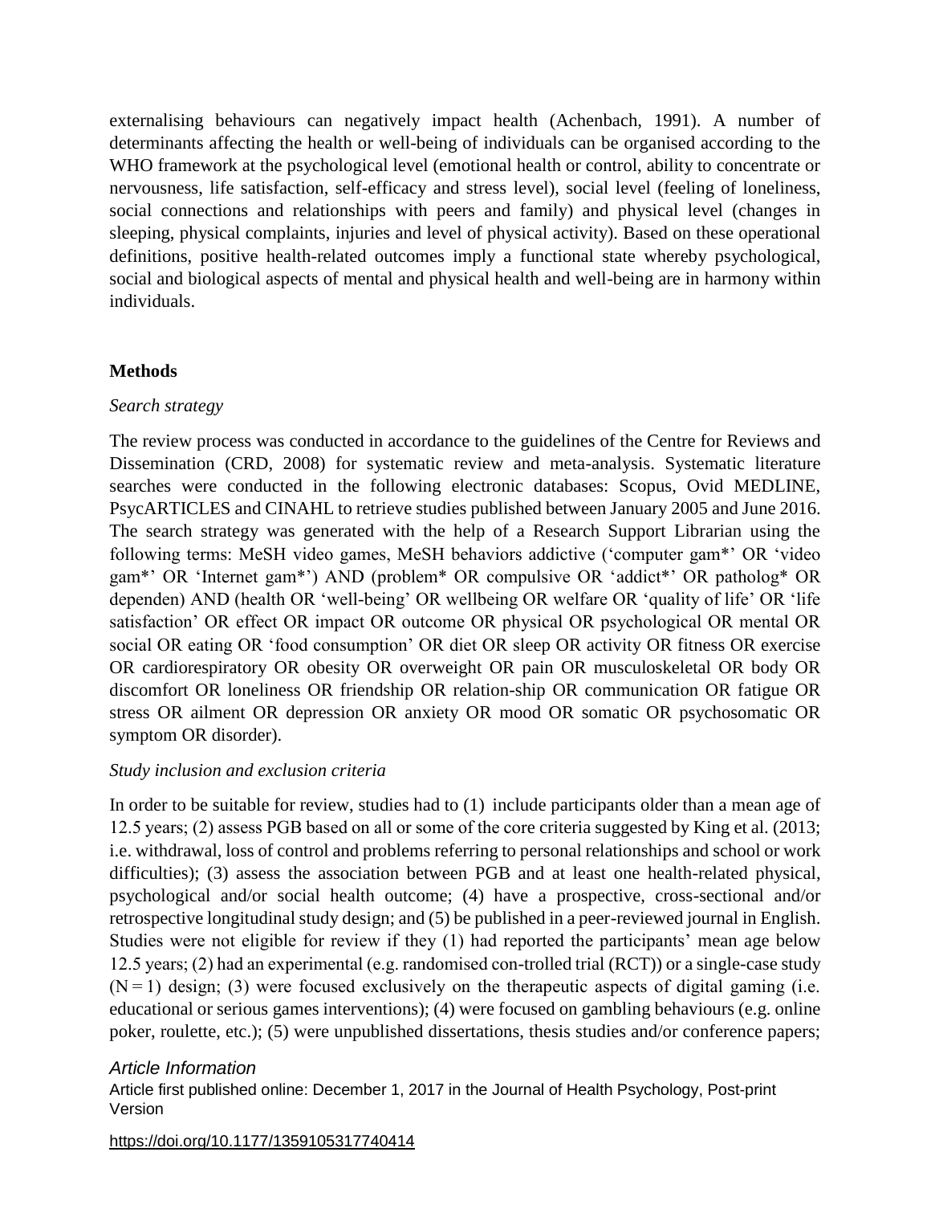externalising behaviours can negatively impact health (Achenbach, 1991). A number of determinants affecting the health or well-being of individuals can be organised according to the WHO framework at the psychological level (emotional health or control, ability to concentrate or nervousness, life satisfaction, self-efficacy and stress level), social level (feeling of loneliness, social connections and relationships with peers and family) and physical level (changes in sleeping, physical complaints, injuries and level of physical activity). Based on these operational definitions, positive health-related outcomes imply a functional state whereby psychological, social and biological aspects of mental and physical health and well-being are in harmony within individuals.

## Methods

### *Search strategy*

The review process was conducted in accordance to the guidelines of the Centre for Reviews and Dissemination (CRD, 2008) for systematic review and meta-analysis. Systematic literature searches were conducted in the following electronic databases: Scopus, Ovid MEDLINE, PsycARTICLES and CINAHL to retrieve studies published between January 2005 and June 2016. The search strategy was generated with the help of a Research Support Librarian using the following terms: MeSH video games, MeSH behaviors addictive ('computer gam*' OR 'video gam*' OR 'Internet gam*') AND (problem* OR compulsive OR 'addict*' OR patholog* OR dependen) AND (health OR 'well-being' OR wellbeing OR welfare OR 'quality of life' OR 'life satisfaction' OR effect OR impact OR outcome OR physical OR psychological OR mental OR social OR eating OR 'food consumption' OR diet OR sleep OR activity OR fitness OR exercise OR cardiorespiratory OR obesity OR overweight OR pain OR musculoskeletal OR body OR discomfort OR loneliness OR friendship OR relation-ship OR communication OR fatigue OR stress OR ailment OR depression OR anxiety OR mood OR somatic OR psychosomatic OR symptom OR disorder).

### *Study inclusion and exclusion criteria*

In order to be suitable for review, studies had to (1) include participants older than a mean age of 12.5 years; (2) assess PGB based on all or some of the core criteria suggested by King et al. (2013; i.e. withdrawal, loss of control and problems referring to personal relationships and school or work difficulties); (3) assess the association between PGB and at least one health-related physical, psychological and/or social health outcome; (4) have a prospective, cross-sectional and/or retrospective longitudinal study design; and (5) be published in a peer-reviewed journal in English. Studies were not eligible for review if they (1) had reported the participants' mean age below 12.5 years; (2) had an experimental (e.g. randomised con-trolled trial (RCT)) or a single-case study (N = 1) design; (3) were focused exclusively on the therapeutic aspects of digital gaming (i.e. educational or serious games interventions); (4) were focused on gambling behaviours (e.g. online poker, roulette, etc.); (5) were unpublished dissertations, thesis studies and/or conference papers;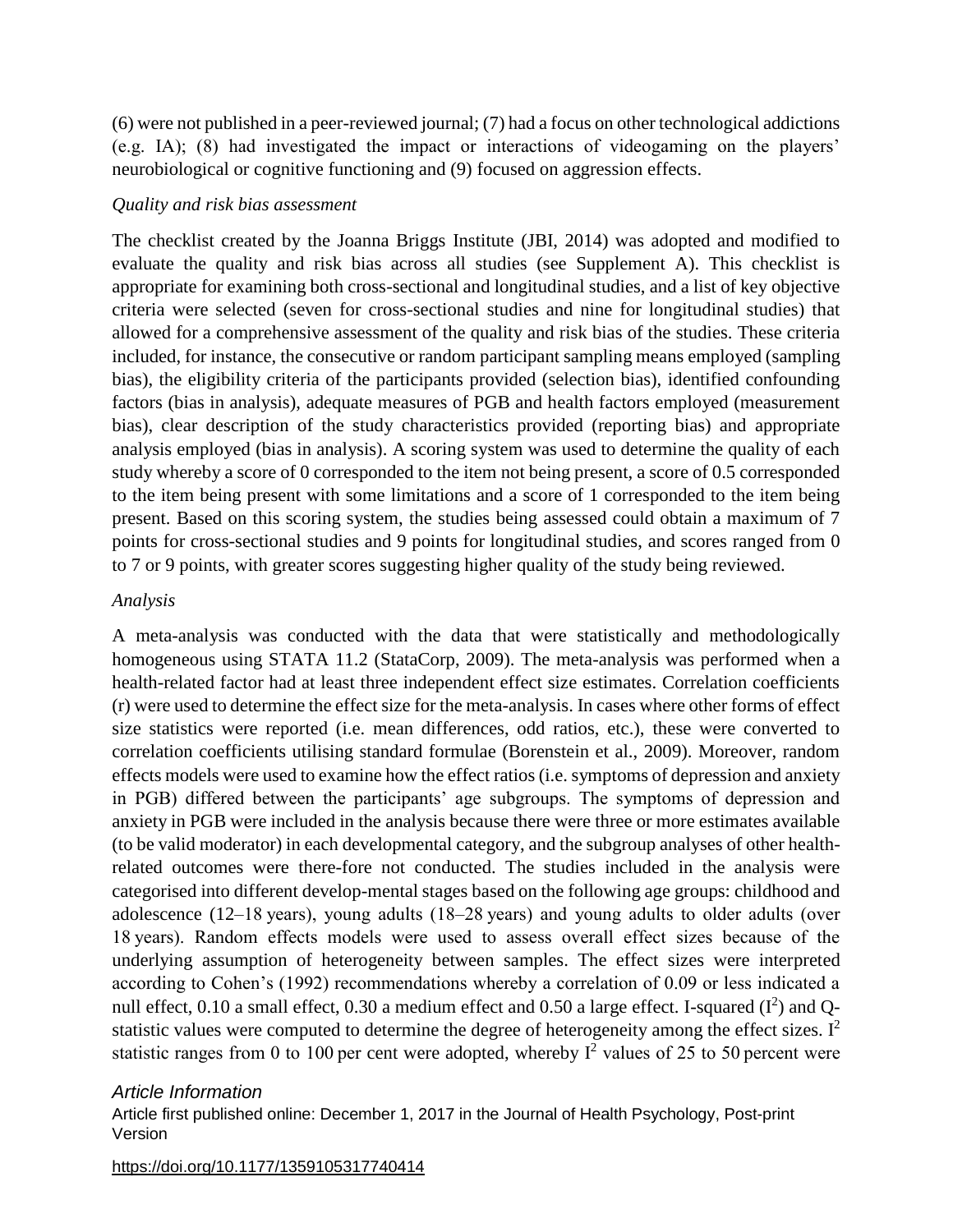(6) were not published in a peer-reviewed journal; (7) had a focus on other technological addictions (e.g. IA); (8) had investigated the impact or interactions of videogaming on the players' neurobiological or cognitive functioning and (9) focused on aggression effects.

*Quality and risk bias assessment*

The checklist created by the Joanna Briggs Institute (JBI, 2014) was adopted and modified to evaluate the quality and risk bias across all studies (see Supplement A). This checklist is appropriate for examining both cross-sectional and longitudinal studies, and a list of key objective criteria were selected (seven for cross-sectional studies and nine for longitudinal studies) that allowed for a comprehensive assessment of the quality and risk bias of the studies. These criteria included, for instance, the consecutive or random participant sampling means employed (sampling bias), the eligibility criteria of the participants provided (selection bias), identified confounding factors (bias in analysis), adequate measures of PGB and health factors employed (measurement bias), clear description of the study characteristics provided (reporting bias) and appropriate analysis employed (bias in analysis). A scoring system was used to determine the quality of each study whereby a score of 0 corresponded to the item not being present, a score of 0.5 corresponded to the item being present with some limitations and a score of 1 corresponded to the item being present. Based on this scoring system, the studies being assessed could obtain a maximum of 7 points for cross-sectional studies and 9 points for longitudinal studies, and scores ranged from 0 to 7 or 9 points, with greater scores suggesting higher quality of the study being reviewed.

*Analysis*

A meta-analysis was conducted with the data that were statistically and methodologically homogeneous using STATA 11.2 (StataCorp, 2009). The meta-analysis was performed when a health-related factor had at least three independent effect size estimates. Correlation coefficients (r) were used to determine the effect size for the meta-analysis. In cases where other forms of effect size statistics were reported (i.e. mean differences, odd ratios, etc.), these were converted to correlation coefficients utilising standard formulae (Borenstein et al., 2009). Moreover, random effects models were used to examine how the effect ratios (i.e. symptoms of depression and anxiety in PGB) differed between the participants' age subgroups. The symptoms of depression and anxiety in PGB were included in the analysis because there were three or more estimates available (to be valid moderator) in each developmental category, and the subgroup analyses of other health-related outcomes were there-fore not conducted. The studies included in the analysis were categorised into different develop-mental stages based on the following age groups: childhood and adolescence (12–18 years), young adults (18–28 years) and young adults to older adults (over 18 years). Random effects models were used to assess overall effect sizes because of the underlying assumption of heterogeneity between samples. The effect sizes were interpreted according to Cohen's (1992) recommendations whereby a correlation of 0.09 or less indicated a null effect, 0.10 a small effect, 0.30 a medium effect and 0.50 a large effect. I-squared ($I^2$) and Q-statistic values were computed to determine the degree of heterogeneity among the effect sizes. $I^2$ statistic ranges from 0 to 100 per cent were adopted, whereby $I^2$ values of 25 to 50 percent were

*Article Information*

Article first published online: December 1, 2017 in the Journal of Health Psychology, Post-print Version

https://doi.org/10.1177/1359105317740414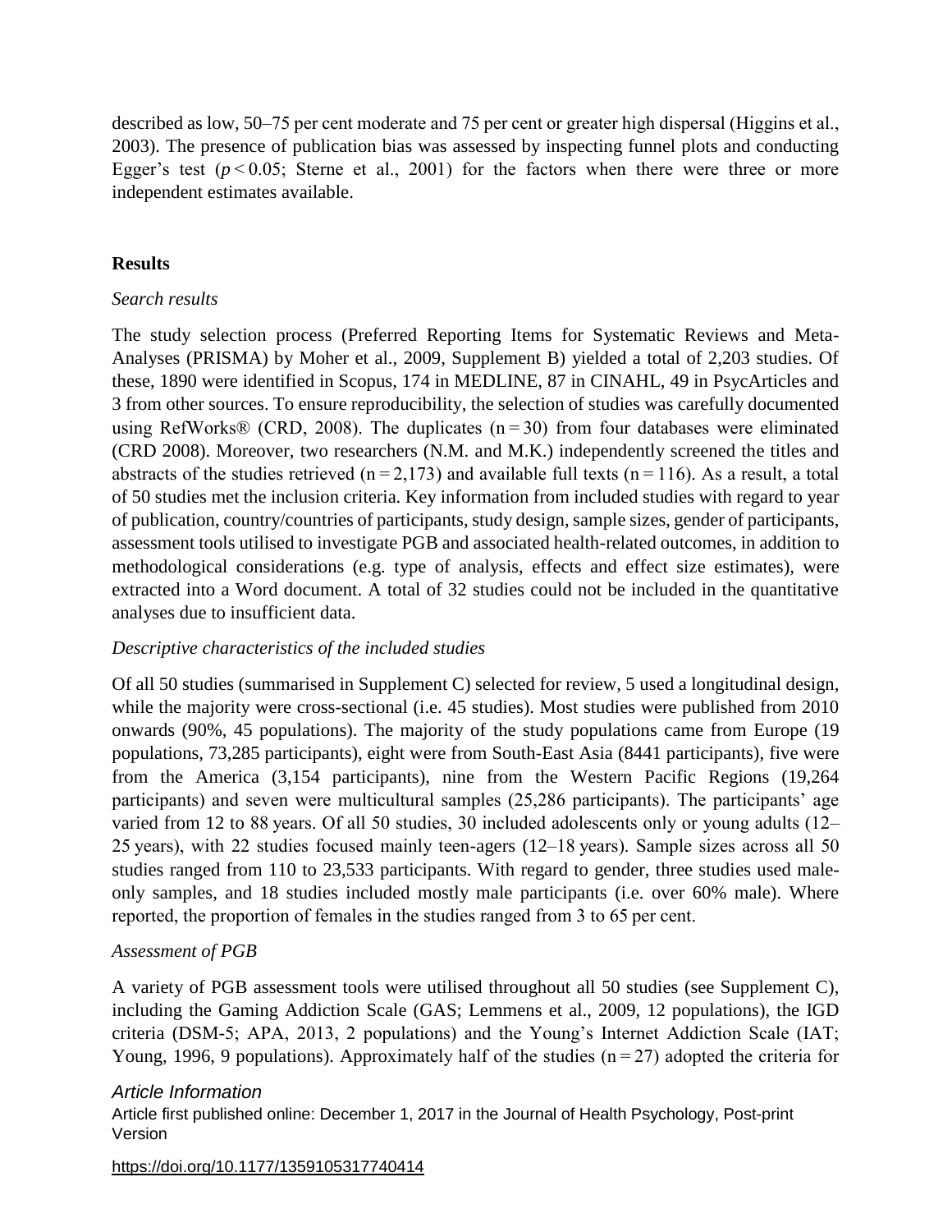described as low, 50–75 per cent moderate and 75 per cent or greater high dispersal (Higgins et al., 2003). The presence of publication bias was assessed by inspecting funnel plots and conducting Egger's test ($p < 0.05$; Sterne et al., 2001) for the factors when there were three or more independent estimates available.

## Results

*Search results*

The study selection process (Preferred Reporting Items for Systematic Reviews and Meta-Analyses (PRISMA) by Moher et al., 2009, Supplement B) yielded a total of 2,203 studies. Of these, 1890 were identified in Scopus, 174 in MEDLINE, 87 in CINAHL, 49 in PsycArticles and 3 from other sources. To ensure reproducibility, the selection of studies was carefully documented using RefWorks® (CRD, 2008). The duplicates (n = 30) from four databases were eliminated (CRD 2008). Moreover, two researchers (N.M. and M.K.) independently screened the titles and abstracts of the studies retrieved (n = 2,173) and available full texts (n = 116). As a result, a total of 50 studies met the inclusion criteria. Key information from included studies with regard to year of publication, country/countries of participants, study design, sample sizes, gender of participants, assessment tools utilised to investigate PGB and associated health-related outcomes, in addition to methodological considerations (e.g. type of analysis, effects and effect size estimates), were extracted into a Word document. A total of 32 studies could not be included in the quantitative analyses due to insufficient data.

*Descriptive characteristics of the included studies*

Of all 50 studies (summarised in Supplement C) selected for review, 5 used a longitudinal design, while the majority were cross-sectional (i.e. 45 studies). Most studies were published from 2010 onwards (90%, 45 populations). The majority of the study populations came from Europe (19 populations, 73,285 participants), eight were from South-East Asia (8441 participants), five were from the America (3,154 participants), nine from the Western Pacific Regions (19,264 participants) and seven were multicultural samples (25,286 participants). The participants' age varied from 12 to 88 years. Of all 50 studies, 30 included adolescents only or young adults (12–25 years), with 22 studies focused mainly teen-agers (12–18 years). Sample sizes across all 50 studies ranged from 110 to 23,533 participants. With regard to gender, three studies used male-only samples, and 18 studies included mostly male participants (i.e. over 60% male). Where reported, the proportion of females in the studies ranged from 3 to 65 per cent.

*Assessment of PGB*

A variety of PGB assessment tools were utilised throughout all 50 studies (see Supplement C), including the Gaming Addiction Scale (GAS; Lemmens et al., 2009, 12 populations), the IGD criteria (DSM-5; APA, 2013, 2 populations) and the Young's Internet Addiction Scale (IAT; Young, 1996, 9 populations). Approximately half of the studies (n = 27) adopted the criteria for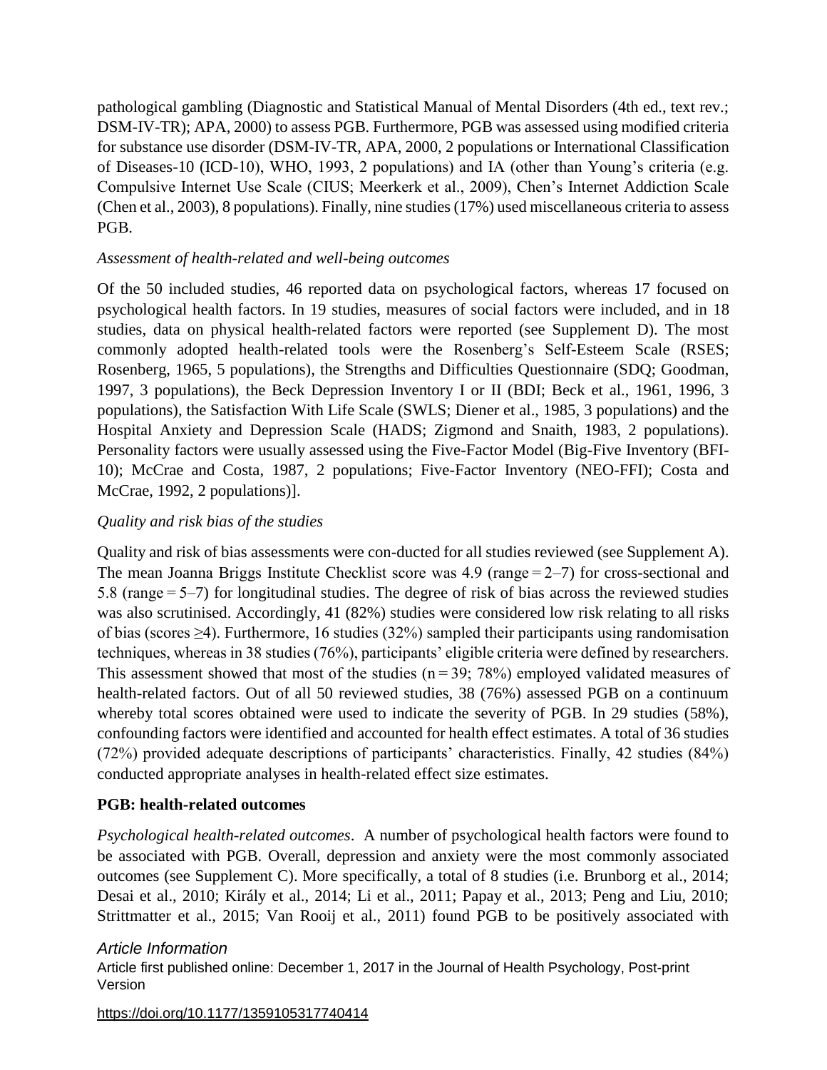pathological gambling (Diagnostic and Statistical Manual of Mental Disorders (4th ed., text rev.; DSM-IV-TR); APA, 2000) to assess PGB. Furthermore, PGB was assessed using modified criteria for substance use disorder (DSM-IV-TR, APA, 2000, 2 populations or International Classification of Diseases-10 (ICD-10), WHO, 1993, 2 populations) and IA (other than Young's criteria (e.g. Compulsive Internet Use Scale (CIUS; Meerkerk et al., 2009), Chen's Internet Addiction Scale (Chen et al., 2003), 8 populations). Finally, nine studies (17%) used miscellaneous criteria to assess PGB.

*Assessment of health-related and well-being outcomes*

Of the 50 included studies, 46 reported data on psychological factors, whereas 17 focused on psychological health factors. In 19 studies, measures of social factors were included, and in 18 studies, data on physical health-related factors were reported (see Supplement D). The most commonly adopted health-related tools were the Rosenberg's Self-Esteem Scale (RSES; Rosenberg, 1965, 5 populations), the Strengths and Difficulties Questionnaire (SDQ; Goodman, 1997, 3 populations), the Beck Depression Inventory I or II (BDI; Beck et al., 1961, 1996, 3 populations), the Satisfaction With Life Scale (SWLS; Diener et al., 1985, 3 populations) and the Hospital Anxiety and Depression Scale (HADS; Zigmond and Snaith, 1983, 2 populations). Personality factors were usually assessed using the Five-Factor Model (Big-Five Inventory (BFI-10); McCrae and Costa, 1987, 2 populations; Five-Factor Inventory (NEO-FFI); Costa and McCrae, 1992, 2 populations)].

*Quality and risk bias of the studies*

Quality and risk of bias assessments were con-ducted for all studies reviewed (see Supplement A). The mean Joanna Briggs Institute Checklist score was 4.9 (range = 2–7) for cross-sectional and 5.8 (range = 5–7) for longitudinal studies. The degree of risk of bias across the reviewed studies was also scrutinised. Accordingly, 41 (82%) studies were considered low risk relating to all risks of bias (scores ≥4). Furthermore, 16 studies (32%) sampled their participants using randomisation techniques, whereas in 38 studies (76%), participants' eligible criteria were defined by researchers. This assessment showed that most of the studies (n = 39; 78%) employed validated measures of health-related factors. Out of all 50 reviewed studies, 38 (76%) assessed PGB on a continuum whereby total scores obtained were used to indicate the severity of PGB. In 29 studies (58%), confounding factors were identified and accounted for health effect estimates. A total of 36 studies (72%) provided adequate descriptions of participants' characteristics. Finally, 42 studies (84%) conducted appropriate analyses in health-related effect size estimates.

**PGB: health-related outcomes**

*Psychological health-related outcomes*. A number of psychological health factors were found to be associated with PGB. Overall, depression and anxiety were the most commonly associated outcomes (see Supplement C). More specifically, a total of 8 studies (i.e. Brunborg et al., 2014; Desai et al., 2010; Király et al., 2014; Li et al., 2011; Papay et al., 2013; Peng and Liu, 2010; Strittmatter et al., 2015; Van Rooij et al., 2011) found PGB to be positively associated with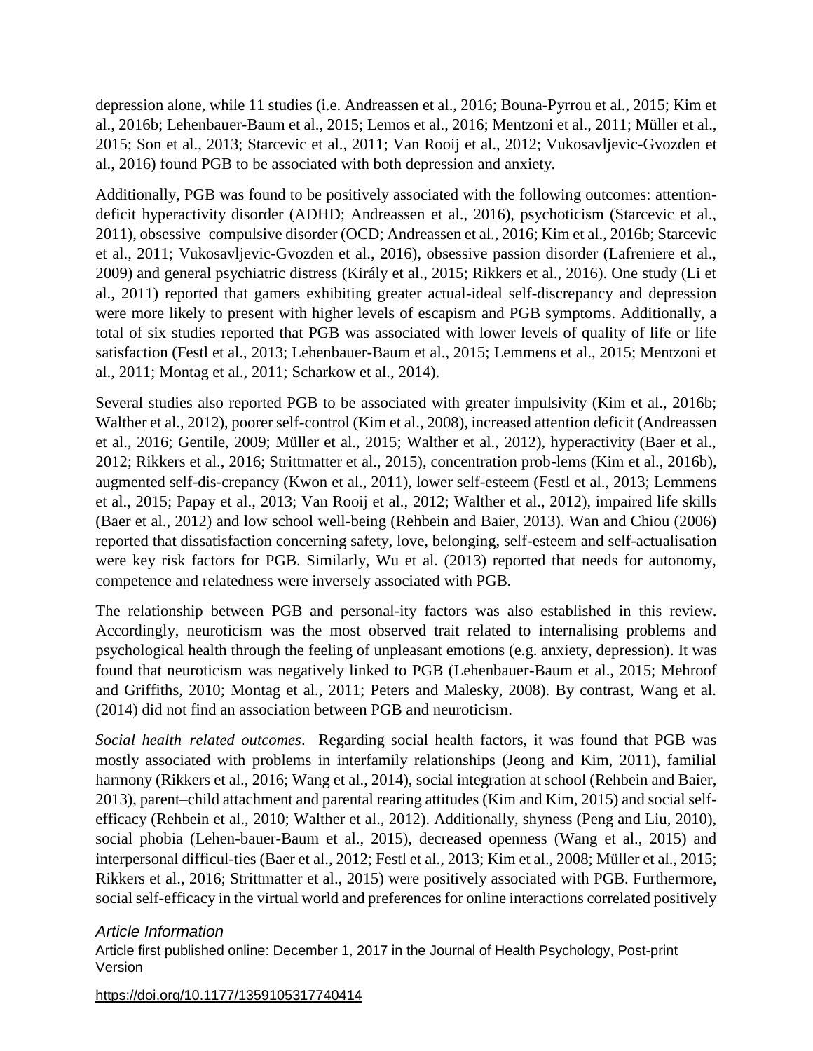depression alone, while 11 studies (i.e. Andreassen et al., 2016; Bouna-Pyrrou et al., 2015; Kim et al., 2016b; Lehenbauer-Baum et al., 2015; Lemos et al., 2016; Mentzoni et al., 2011; Müller et al., 2015; Son et al., 2013; Starcevic et al., 2011; Van Rooij et al., 2012; Vukosavljevic-Gvozden et al., 2016) found PGB to be associated with both depression and anxiety.

Additionally, PGB was found to be positively associated with the following outcomes: attention-deficit hyperactivity disorder (ADHD; Andreassen et al., 2016), psychoticism (Starcevic et al., 2011), obsessive–compulsive disorder (OCD; Andreassen et al., 2016; Kim et al., 2016b; Starcevic et al., 2011; Vukosavljevic-Gvozden et al., 2016), obsessive passion disorder (Lafreniere et al., 2009) and general psychiatric distress (Király et al., 2015; Rikkers et al., 2016). One study (Li et al., 2011) reported that gamers exhibiting greater actual-ideal self-discrepancy and depression were more likely to present with higher levels of escapism and PGB symptoms. Additionally, a total of six studies reported that PGB was associated with lower levels of quality of life or life satisfaction (Festl et al., 2013; Lehenbauer-Baum et al., 2015; Lemmens et al., 2015; Mentzoni et al., 2011; Montag et al., 2011; Scharkow et al., 2014).

Several studies also reported PGB to be associated with greater impulsivity (Kim et al., 2016b; Walther et al., 2012), poorer self-control (Kim et al., 2008), increased attention deficit (Andreassen et al., 2016; Gentile, 2009; Müller et al., 2015; Walther et al., 2012), hyperactivity (Baer et al., 2012; Rikkers et al., 2016; Strittmatter et al., 2015), concentration prob-lems (Kim et al., 2016b), augmented self-dis-crepancy (Kwon et al., 2011), lower self-esteem (Festl et al., 2013; Lemmens et al., 2015; Papay et al., 2013; Van Rooij et al., 2012; Walther et al., 2012), impaired life skills (Baer et al., 2012) and low school well-being (Rehbein and Baier, 2013). Wan and Chiou (2006) reported that dissatisfaction concerning safety, love, belonging, self-esteem and self-actualisation were key risk factors for PGB. Similarly, Wu et al. (2013) reported that needs for autonomy, competence and relatedness were inversely associated with PGB.

The relationship between PGB and personal-ity factors was also established in this review. Accordingly, neuroticism was the most observed trait related to internalising problems and psychological health through the feeling of unpleasant emotions (e.g. anxiety, depression). It was found that neuroticism was negatively linked to PGB (Lehenbauer-Baum et al., 2015; Mehroof and Griffiths, 2010; Montag et al., 2011; Peters and Malesky, 2008). By contrast, Wang et al. (2014) did not find an association between PGB and neuroticism.

*Social health–related outcomes*. Regarding social health factors, it was found that PGB was mostly associated with problems in interfamily relationships (Jeong and Kim, 2011), familial harmony (Rikkers et al., 2016; Wang et al., 2014), social integration at school (Rehbein and Baier, 2013), parent–child attachment and parental rearing attitudes (Kim and Kim, 2015) and social self-efficacy (Rehbein et al., 2010; Walther et al., 2012). Additionally, shyness (Peng and Liu, 2010), social phobia (Lehen-bauer-Baum et al., 2015), decreased openness (Wang et al., 2015) and interpersonal difficul-ties (Baer et al., 2012; Festl et al., 2013; Kim et al., 2008; Müller et al., 2015; Rikkers et al., 2016; Strittmatter et al., 2015) were positively associated with PGB. Furthermore, social self-efficacy in the virtual world and preferences for online interactions correlated positively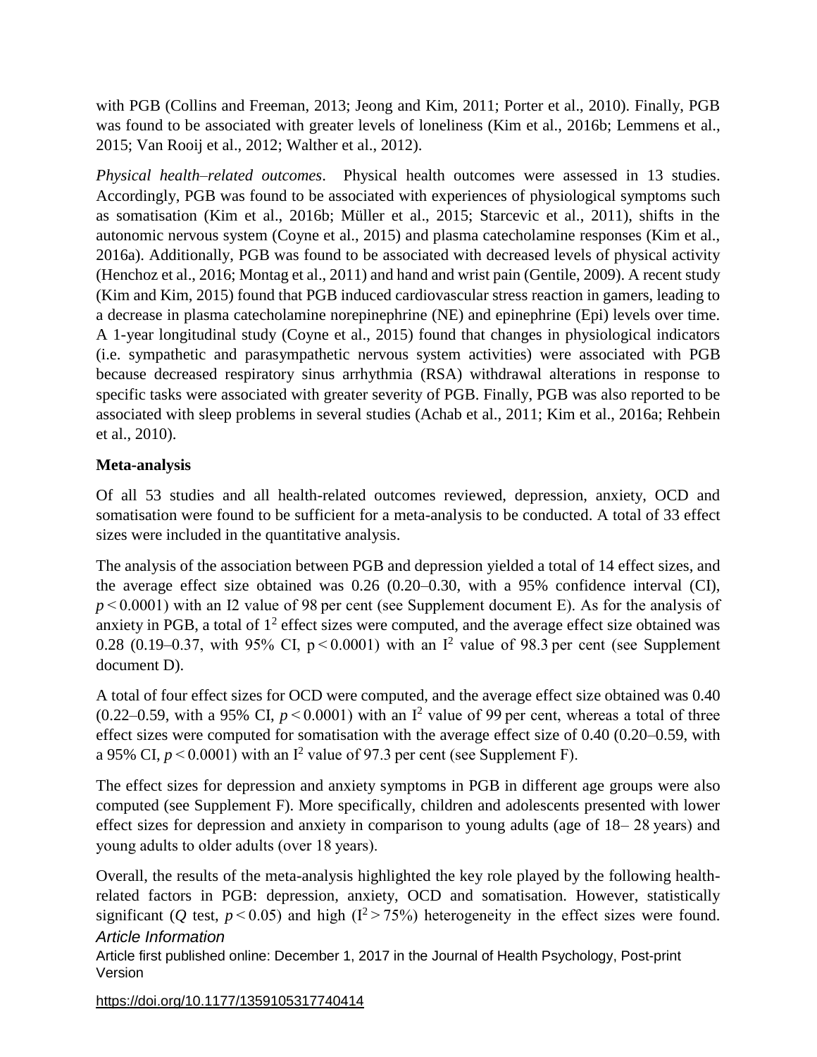with PGB (Collins and Freeman, 2013; Jeong and Kim, 2011; Porter et al., 2010). Finally, PGB was found to be associated with greater levels of loneliness (Kim et al., 2016b; Lemmens et al., 2015; Van Rooij et al., 2012; Walther et al., 2012).

*Physical health–related outcomes*. Physical health outcomes were assessed in 13 studies. Accordingly, PGB was found to be associated with experiences of physiological symptoms such as somatisation (Kim et al., 2016b; Müller et al., 2015; Starcevic et al., 2011), shifts in the autonomic nervous system (Coyne et al., 2015) and plasma catecholamine responses (Kim et al., 2016a). Additionally, PGB was found to be associated with decreased levels of physical activity (Henchoz et al., 2016; Montag et al., 2011) and hand and wrist pain (Gentile, 2009). A recent study (Kim and Kim, 2015) found that PGB induced cardiovascular stress reaction in gamers, leading to a decrease in plasma catecholamine norepinephrine (NE) and epinephrine (Epi) levels over time. A 1-year longitudinal study (Coyne et al., 2015) found that changes in physiological indicators (i.e. sympathetic and parasympathetic nervous system activities) were associated with PGB because decreased respiratory sinus arrhythmia (RSA) withdrawal alterations in response to specific tasks were associated with greater severity of PGB. Finally, PGB was also reported to be associated with sleep problems in several studies (Achab et al., 2011; Kim et al., 2016a; Rehbein et al., 2010).

**Meta-analysis**

Of all 53 studies and all health-related outcomes reviewed, depression, anxiety, OCD and somatisation were found to be sufficient for a meta-analysis to be conducted. A total of 33 effect sizes were included in the quantitative analysis.

The analysis of the association between PGB and depression yielded a total of 14 effect sizes, and the average effect size obtained was 0.26 (0.20–0.30, with a 95% confidence interval (CI), $p < 0.0001$) with an I2 value of 98 per cent (see Supplement document E). As for the analysis of anxiety in PGB, a total of $1^2$ effect sizes were computed, and the average effect size obtained was 0.28 (0.19–0.37, with 95% CI, $p < 0.0001$) with an $I^2$ value of 98.3 per cent (see Supplement document D).

A total of four effect sizes for OCD were computed, and the average effect size obtained was 0.40 (0.22–0.59, with a 95% CI, $p < 0.0001$) with an $I^2$ value of 99 per cent, whereas a total of three effect sizes were computed for somatisation with the average effect size of 0.40 (0.20–0.59, with a 95% CI, $p < 0.0001$) with an $I^2$ value of 97.3 per cent (see Supplement F).

The effect sizes for depression and anxiety symptoms in PGB in different age groups were also computed (see Supplement F). More specifically, children and adolescents presented with lower effect sizes for depression and anxiety in comparison to young adults (age of 18– 28 years) and young adults to older adults (over 18 years).

Overall, the results of the meta-analysis highlighted the key role played by the following health-related factors in PGB: depression, anxiety, OCD and somatisation. However, statistically significant (*Q* test, $p < 0.05$) and high ($I^2 > 75\%$) heterogeneity in the effect sizes were found.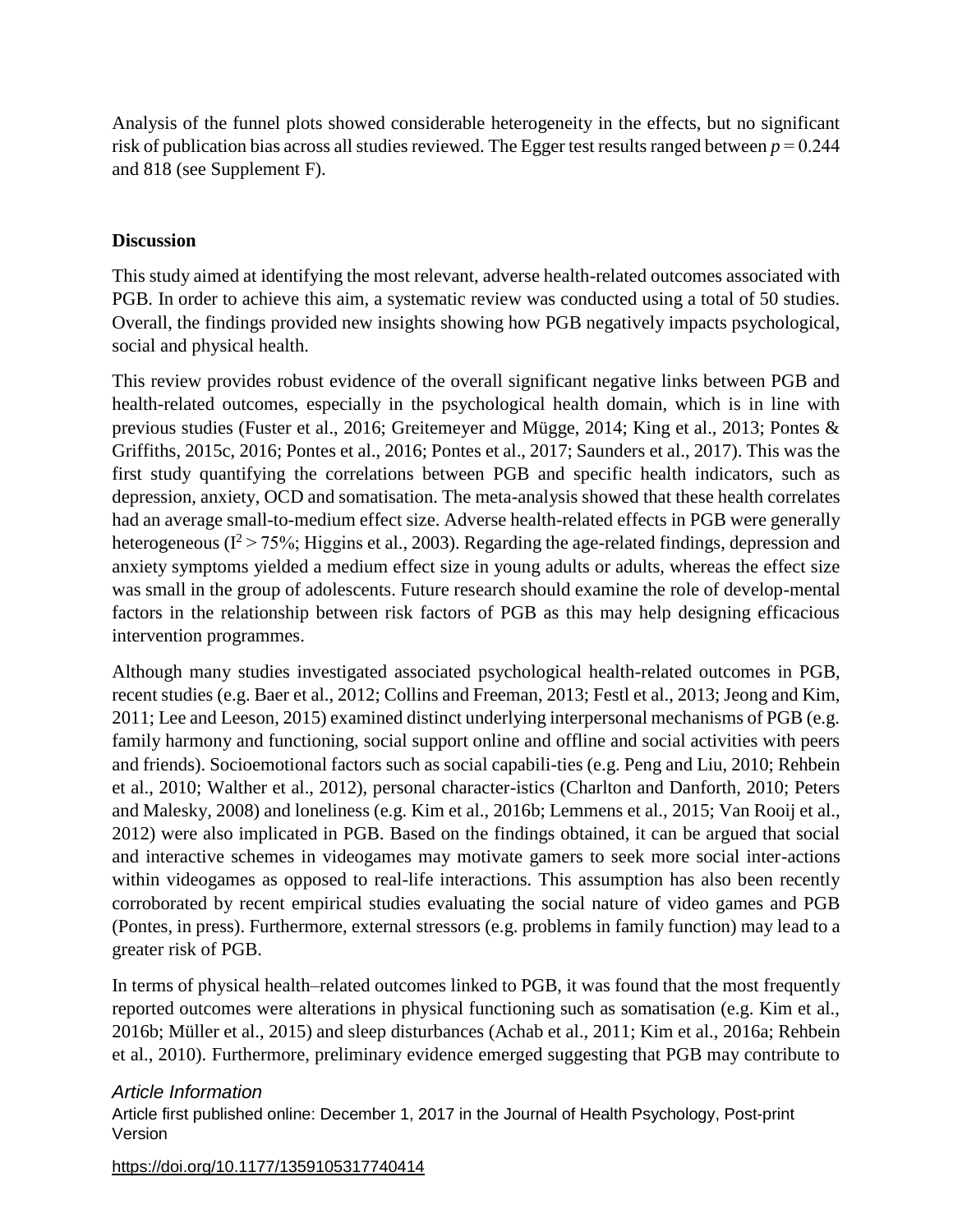Analysis of the funnel plots showed considerable heterogeneity in the effects, but no significant risk of publication bias across all studies reviewed. The Egger test results ranged between $p = 0.244$ and 818 (see Supplement F).

## Discussion

This study aimed at identifying the most relevant, adverse health-related outcomes associated with PGB. In order to achieve this aim, a systematic review was conducted using a total of 50 studies. Overall, the findings provided new insights showing how PGB negatively impacts psychological, social and physical health.

This review provides robust evidence of the overall significant negative links between PGB and health-related outcomes, especially in the psychological health domain, which is in line with previous studies (Fuster et al., 2016; Greitemeyer and Mügge, 2014; King et al., 2013; Pontes & Griffiths, 2015c, 2016; Pontes et al., 2016; Pontes et al., 2017; Saunders et al., 2017). This was the first study quantifying the correlations between PGB and specific health indicators, such as depression, anxiety, OCD and somatisation. The meta-analysis showed that these health correlates had an average small-to-medium effect size. Adverse health-related effects in PGB were generally heterogeneous ($I^2 > 75\%$; Higgins et al., 2003). Regarding the age-related findings, depression and anxiety symptoms yielded a medium effect size in young adults or adults, whereas the effect size was small in the group of adolescents. Future research should examine the role of develop-mental factors in the relationship between risk factors of PGB as this may help designing efficacious intervention programmes.

Although many studies investigated associated psychological health-related outcomes in PGB, recent studies (e.g. Baer et al., 2012; Collins and Freeman, 2013; Festl et al., 2013; Jeong and Kim, 2011; Lee and Leeson, 2015) examined distinct underlying interpersonal mechanisms of PGB (e.g. family harmony and functioning, social support online and offline and social activities with peers and friends). Socioemotional factors such as social capabili-ties (e.g. Peng and Liu, 2010; Rehbein et al., 2010; Walther et al., 2012), personal character-istics (Charlton and Danforth, 2010; Peters and Malesky, 2008) and loneliness (e.g. Kim et al., 2016b; Lemmens et al., 2015; Van Rooij et al., 2012) were also implicated in PGB. Based on the findings obtained, it can be argued that social and interactive schemes in videogames may motivate gamers to seek more social inter-actions within videogames as opposed to real-life interactions. This assumption has also been recently corroborated by recent empirical studies evaluating the social nature of video games and PGB (Pontes, in press). Furthermore, external stressors (e.g. problems in family function) may lead to a greater risk of PGB.

In terms of physical health–related outcomes linked to PGB, it was found that the most frequently reported outcomes were alterations in physical functioning such as somatisation (e.g. Kim et al., 2016b; Müller et al., 2015) and sleep disturbances (Achab et al., 2011; Kim et al., 2016a; Rehbein et al., 2010). Furthermore, preliminary evidence emerged suggesting that PGB may contribute to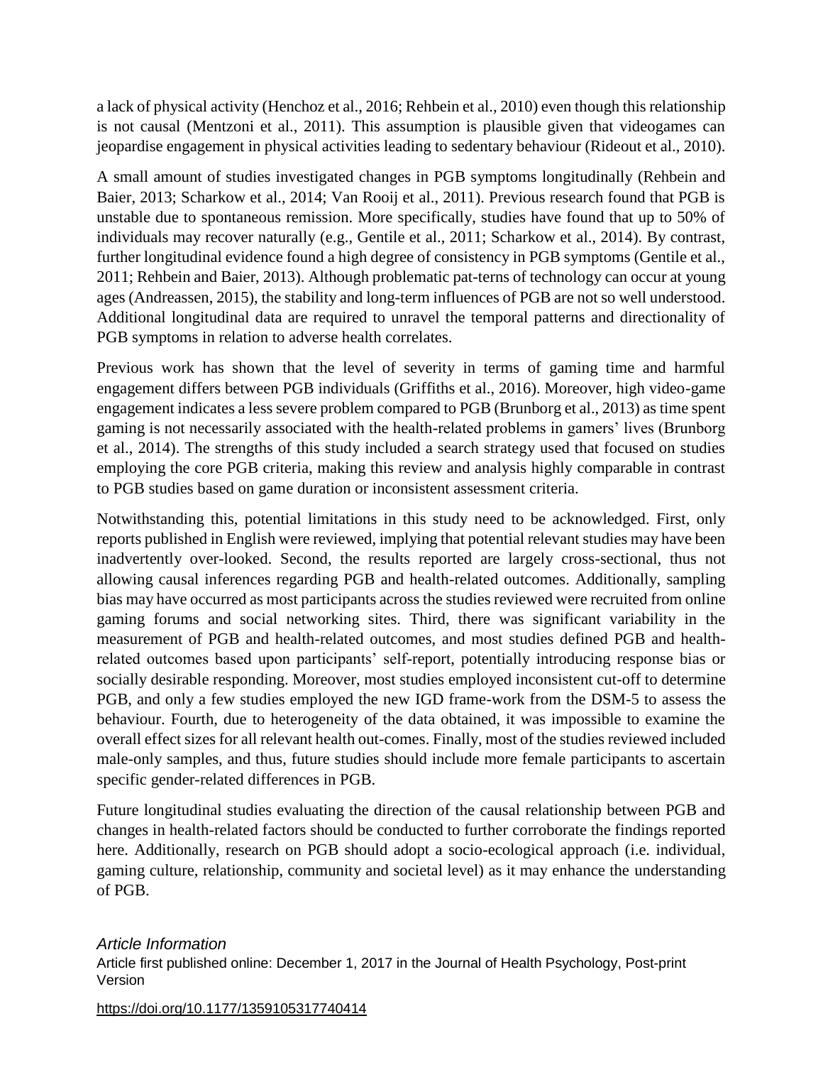a lack of physical activity (Henchoz et al., 2016; Rehbein et al., 2010) even though this relationship is not causal (Mentzoni et al., 2011). This assumption is plausible given that videogames can jeopardise engagement in physical activities leading to sedentary behaviour (Rideout et al., 2010).

A small amount of studies investigated changes in PGB symptoms longitudinally (Rehbein and Baier, 2013; Scharkow et al., 2014; Van Rooij et al., 2011). Previous research found that PGB is unstable due to spontaneous remission. More specifically, studies have found that up to 50% of individuals may recover naturally (e.g., Gentile et al., 2011; Scharkow et al., 2014). By contrast, further longitudinal evidence found a high degree of consistency in PGB symptoms (Gentile et al., 2011; Rehbein and Baier, 2013). Although problematic pat-terns of technology can occur at young ages (Andreassen, 2015), the stability and long-term influences of PGB are not so well understood. Additional longitudinal data are required to unravel the temporal patterns and directionality of PGB symptoms in relation to adverse health correlates.

Previous work has shown that the level of severity in terms of gaming time and harmful engagement differs between PGB individuals (Griffiths et al., 2016). Moreover, high video-game engagement indicates a less severe problem compared to PGB (Brunborg et al., 2013) as time spent gaming is not necessarily associated with the health-related problems in gamers' lives (Brunborg et al., 2014). The strengths of this study included a search strategy used that focused on studies employing the core PGB criteria, making this review and analysis highly comparable in contrast to PGB studies based on game duration or inconsistent assessment criteria.

Notwithstanding this, potential limitations in this study need to be acknowledged. First, only reports published in English were reviewed, implying that potential relevant studies may have been inadvertently over-looked. Second, the results reported are largely cross-sectional, thus not allowing causal inferences regarding PGB and health-related outcomes. Additionally, sampling bias may have occurred as most participants across the studies reviewed were recruited from online gaming forums and social networking sites. Third, there was significant variability in the measurement of PGB and health-related outcomes, and most studies defined PGB and health-related outcomes based upon participants' self-report, potentially introducing response bias or socially desirable responding. Moreover, most studies employed inconsistent cut-off to determine PGB, and only a few studies employed the new IGD frame-work from the DSM-5 to assess the behaviour. Fourth, due to heterogeneity of the data obtained, it was impossible to examine the overall effect sizes for all relevant health out-comes. Finally, most of the studies reviewed included male-only samples, and thus, future studies should include more female participants to ascertain specific gender-related differences in PGB.

Future longitudinal studies evaluating the direction of the causal relationship between PGB and changes in health-related factors should be conducted to further corroborate the findings reported here. Additionally, research on PGB should adopt a socio-ecological approach (i.e. individual, gaming culture, relationship, community and societal level) as it may enhance the understanding of PGB.

*Article Information*

Article first published online: December 1, 2017 in the Journal of Health Psychology, Post-print Version

https://doi.org/10.1177/1359105317740414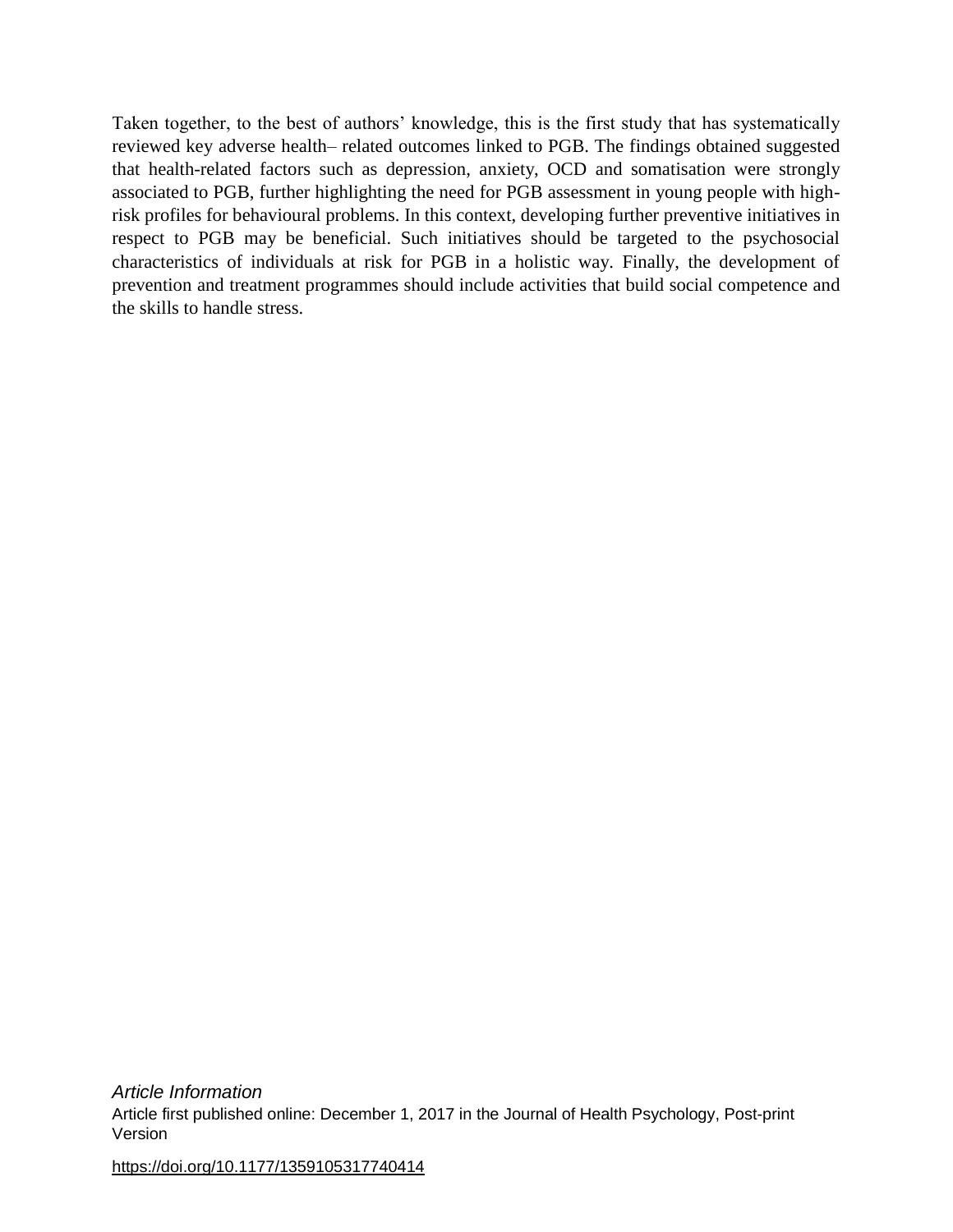Taken together, to the best of authors' knowledge, this is the first study that has systematically reviewed key adverse health– related outcomes linked to PGB. The findings obtained suggested that health-related factors such as depression, anxiety, OCD and somatisation were strongly associated to PGB, further highlighting the need for PGB assessment in young people with high-risk profiles for behavioural problems. In this context, developing further preventive initiatives in respect to PGB may be beneficial. Such initiatives should be targeted to the psychosocial characteristics of individuals at risk for PGB in a holistic way. Finally, the development of prevention and treatment programmes should include activities that build social competence and the skills to handle stress.

*Article Information*

Article first published online: December 1, 2017 in the Journal of Health Psychology, Post-print Version

https://doi.org/10.1177/1359105317740414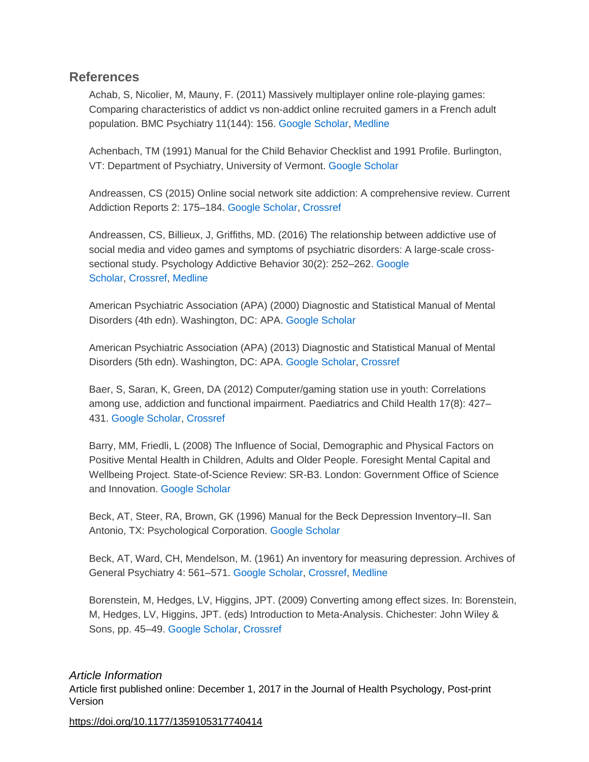## References

Achab, S, Nicolier, M, Mauny, F. (2011) Massively multiplayer online role-playing games: Comparing characteristics of addict vs non-addict online recruited gamers in a French adult population. BMC Psychiatry 11(144): 156. Google Scholar, Medline

Achenbach, TM (1991) Manual for the Child Behavior Checklist and 1991 Profile. Burlington, VT: Department of Psychiatry, University of Vermont. Google Scholar

Andreassen, CS (2015) Online social network site addiction: A comprehensive review. Current Addiction Reports 2: 175–184. Google Scholar, Crossref

Andreassen, CS, Billieux, J, Griffiths, MD. (2016) The relationship between addictive use of social media and video games and symptoms of psychiatric disorders: A large-scale cross-sectional study. Psychology Addictive Behavior 30(2): 252–262. Google Scholar, Crossref, Medline

American Psychiatric Association (APA) (2000) Diagnostic and Statistical Manual of Mental Disorders (4th edn). Washington, DC: APA. Google Scholar

American Psychiatric Association (APA) (2013) Diagnostic and Statistical Manual of Mental Disorders (5th edn). Washington, DC: APA. Google Scholar, Crossref

Baer, S, Saran, K, Green, DA (2012) Computer/gaming station use in youth: Correlations among use, addiction and functional impairment. Paediatrics and Child Health 17(8): 427–431. Google Scholar, Crossref

Barry, MM, Friedli, L (2008) The Influence of Social, Demographic and Physical Factors on Positive Mental Health in Children, Adults and Older People. Foresight Mental Capital and Wellbeing Project. State-of-Science Review: SR-B3. London: Government Office of Science and Innovation. Google Scholar

Beck, AT, Steer, RA, Brown, GK (1996) Manual for the Beck Depression Inventory–II. San Antonio, TX: Psychological Corporation. Google Scholar

Beck, AT, Ward, CH, Mendelson, M. (1961) An inventory for measuring depression. Archives of General Psychiatry 4: 561–571. Google Scholar, Crossref, Medline

Borenstein, M, Hedges, LV, Higgins, JPT. (2009) Converting among effect sizes. In: Borenstein, M, Hedges, LV, Higgins, JPT. (eds) Introduction to Meta-Analysis. Chichester: John Wiley & Sons, pp. 45–49. Google Scholar, Crossref

*Article Information*

Article first published online: December 1, 2017 in the Journal of Health Psychology, Post-print Version

https://doi.org/10.1177/1359105317740414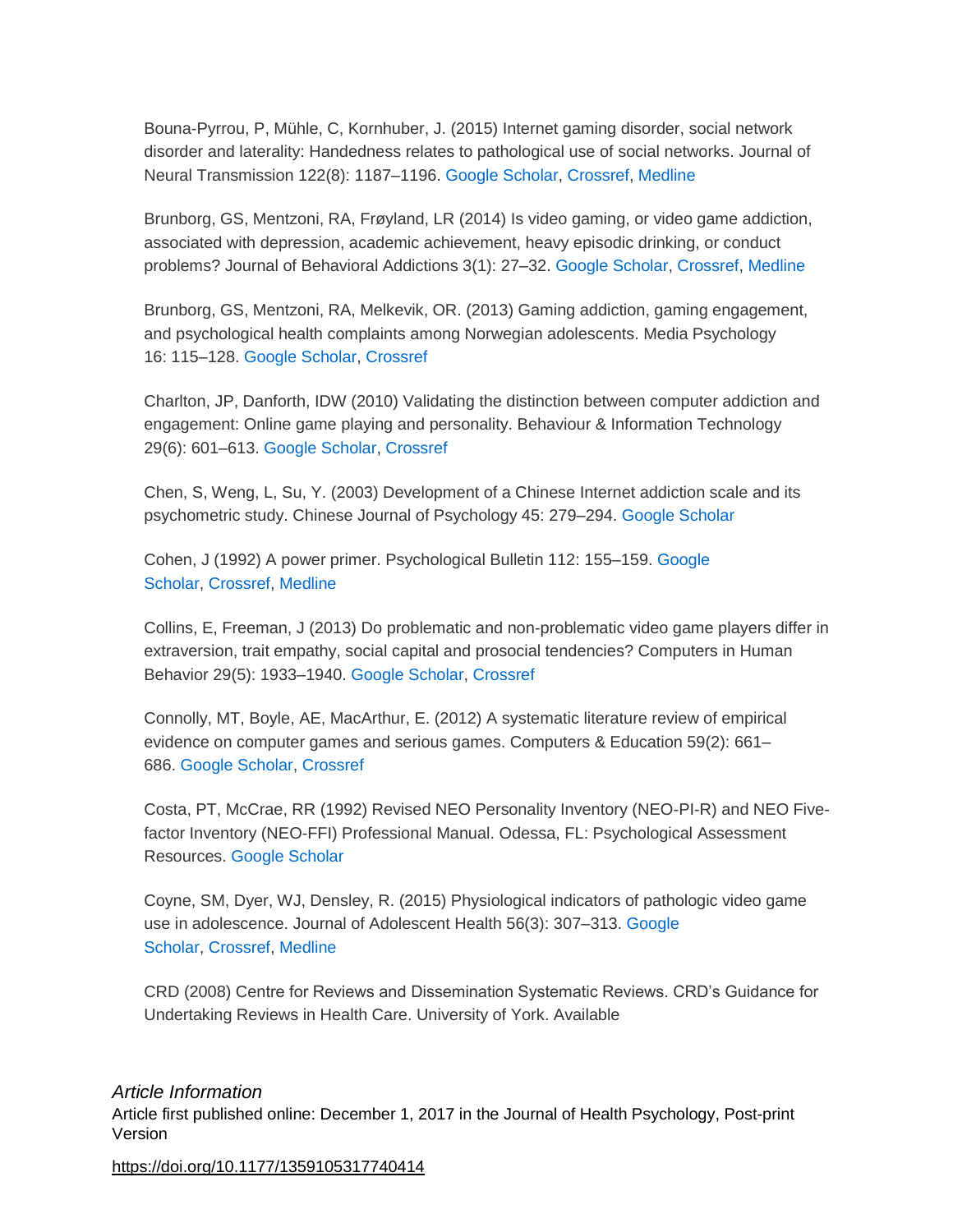Bouna-Pyrrou, P, Mühle, C, Kornhuber, J. (2015) Internet gaming disorder, social network disorder and laterality: Handedness relates to pathological use of social networks. Journal of Neural Transmission 122(8): 1187–1196. Google Scholar, Crossref, Medline

Brunborg, GS, Mentzoni, RA, Frøyland, LR (2014) Is video gaming, or video game addiction, associated with depression, academic achievement, heavy episodic drinking, or conduct problems? Journal of Behavioral Addictions 3(1): 27–32. Google Scholar, Crossref, Medline

Brunborg, GS, Mentzoni, RA, Melkevik, OR. (2013) Gaming addiction, gaming engagement, and psychological health complaints among Norwegian adolescents. Media Psychology 16: 115–128. Google Scholar, Crossref

Charlton, JP, Danforth, IDW (2010) Validating the distinction between computer addiction and engagement: Online game playing and personality. Behaviour & Information Technology 29(6): 601–613. Google Scholar, Crossref

Chen, S, Weng, L, Su, Y. (2003) Development of a Chinese Internet addiction scale and its psychometric study. Chinese Journal of Psychology 45: 279–294. Google Scholar

Cohen, J (1992) A power primer. Psychological Bulletin 112: 155–159. Google Scholar, Crossref, Medline

Collins, E, Freeman, J (2013) Do problematic and non-problematic video game players differ in extraversion, trait empathy, social capital and prosocial tendencies? Computers in Human Behavior 29(5): 1933–1940. Google Scholar, Crossref

Connolly, MT, Boyle, AE, MacArthur, E. (2012) A systematic literature review of empirical evidence on computer games and serious games. Computers & Education 59(2): 661–686. Google Scholar, Crossref

Costa, PT, McCrae, RR (1992) Revised NEO Personality Inventory (NEO-PI-R) and NEO Five-factor Inventory (NEO-FFI) Professional Manual. Odessa, FL: Psychological Assessment Resources. Google Scholar

Coyne, SM, Dyer, WJ, Densley, R. (2015) Physiological indicators of pathologic video game use in adolescence. Journal of Adolescent Health 56(3): 307–313. Google Scholar, Crossref, Medline

CRD (2008) Centre for Reviews and Dissemination Systematic Reviews. CRD's Guidance for Undertaking Reviews in Health Care. University of York. Available

*Article Information*

Article first published online: December 1, 2017 in the Journal of Health Psychology, Post-print Version

https://doi.org/10.1177/1359105317740414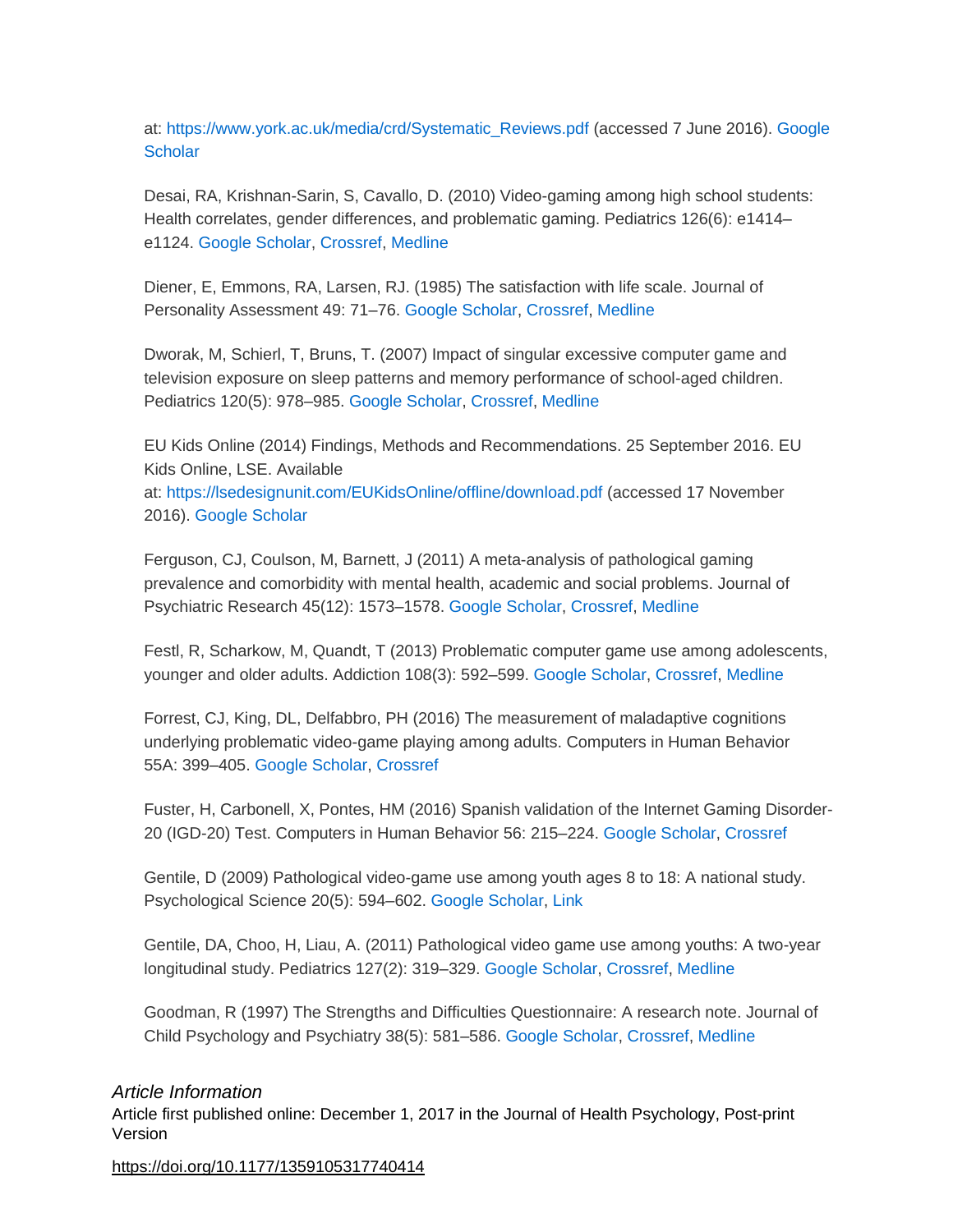at: https://www.york.ac.uk/media/crd/Systematic_Reviews.pdf (accessed 7 June 2016). Google Scholar

Desai, RA, Krishnan-Sarin, S, Cavallo, D. (2010) Video-gaming among high school students: Health correlates, gender differences, and problematic gaming. Pediatrics 126(6): e1414–e1124. Google Scholar, Crossref, Medline

Diener, E, Emmons, RA, Larsen, RJ. (1985) The satisfaction with life scale. Journal of Personality Assessment 49: 71–76. Google Scholar, Crossref, Medline

Dworak, M, Schierl, T, Bruns, T. (2007) Impact of singular excessive computer game and television exposure on sleep patterns and memory performance of school-aged children. Pediatrics 120(5): 978–985. Google Scholar, Crossref, Medline

EU Kids Online (2014) Findings, Methods and Recommendations. 25 September 2016. EU Kids Online, LSE. Available at: https://lsedesignunit.com/EUKidsOnline/offline/download.pdf (accessed 17 November 2016). Google Scholar

Ferguson, CJ, Coulson, M, Barnett, J (2011) A meta-analysis of pathological gaming prevalence and comorbidity with mental health, academic and social problems. Journal of Psychiatric Research 45(12): 1573–1578. Google Scholar, Crossref, Medline

Festl, R, Scharkow, M, Quandt, T (2013) Problematic computer game use among adolescents, younger and older adults. Addiction 108(3): 592–599. Google Scholar, Crossref, Medline

Forrest, CJ, King, DL, Delfabbro, PH (2016) The measurement of maladaptive cognitions underlying problematic video-game playing among adults. Computers in Human Behavior 55A: 399–405. Google Scholar, Crossref

Fuster, H, Carbonell, X, Pontes, HM (2016) Spanish validation of the Internet Gaming Disorder-20 (IGD-20) Test. Computers in Human Behavior 56: 215–224. Google Scholar, Crossref

Gentile, D (2009) Pathological video-game use among youth ages 8 to 18: A national study. Psychological Science 20(5): 594–602. Google Scholar, Link

Gentile, DA, Choo, H, Liau, A. (2011) Pathological video game use among youths: A two-year longitudinal study. Pediatrics 127(2): 319–329. Google Scholar, Crossref, Medline

Goodman, R (1997) The Strengths and Difficulties Questionnaire: A research note. Journal of Child Psychology and Psychiatry 38(5): 581–586. Google Scholar, Crossref, Medline

*Article Information*

Article first published online: December 1, 2017 in the Journal of Health Psychology, Post-print Version

https://doi.org/10.1177/1359105317740414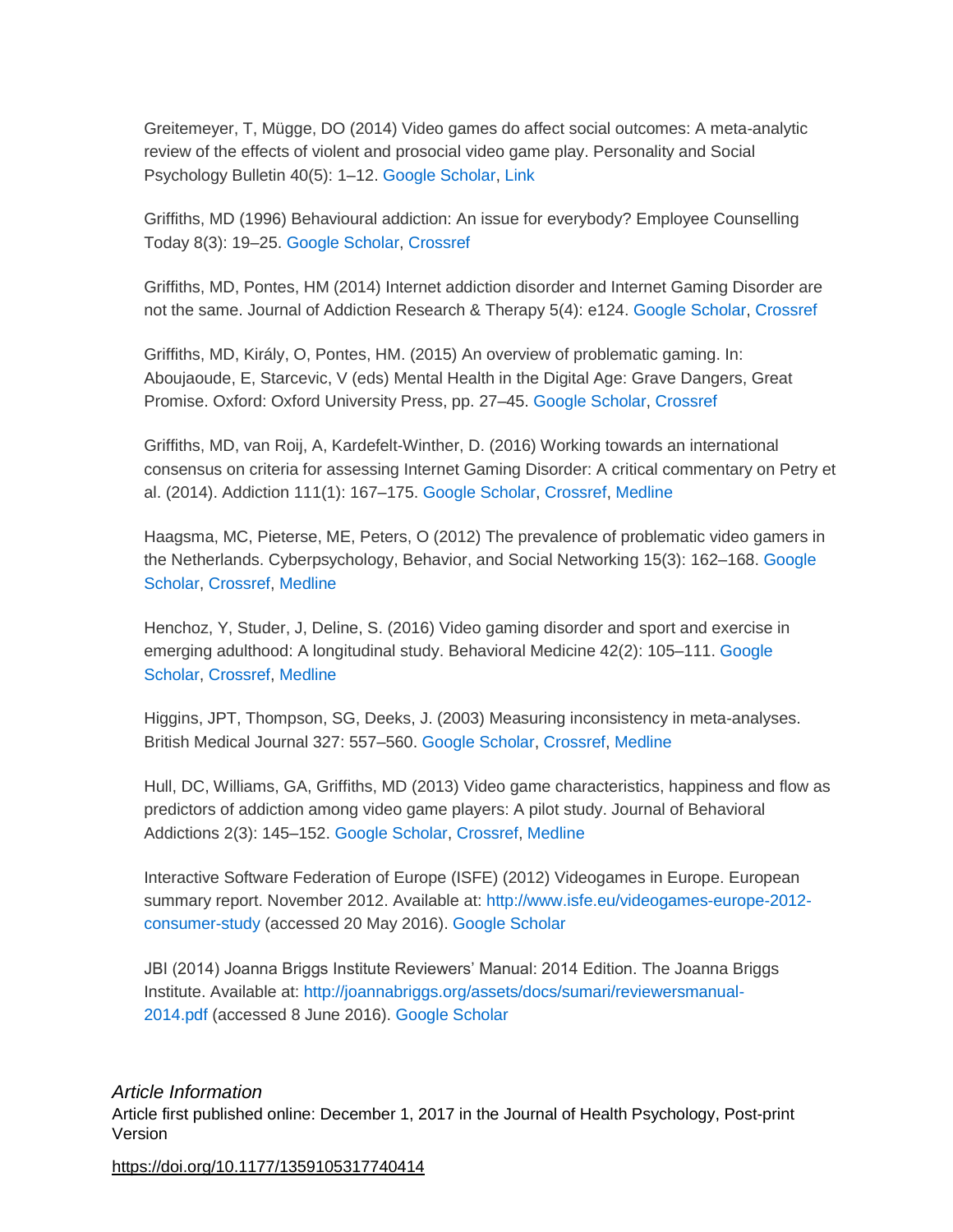Greitemeyer, T, Mügge, DO (2014) Video games do affect social outcomes: A meta-analytic review of the effects of violent and prosocial video game play. Personality and Social Psychology Bulletin 40(5): 1–12. Google Scholar, Link

Griffiths, MD (1996) Behavioural addiction: An issue for everybody? Employee Counselling Today 8(3): 19–25. Google Scholar, Crossref

Griffiths, MD, Pontes, HM (2014) Internet addiction disorder and Internet Gaming Disorder are not the same. Journal of Addiction Research & Therapy 5(4): e124. Google Scholar, Crossref

Griffiths, MD, Király, O, Pontes, HM. (2015) An overview of problematic gaming. In: Aboujaoude, E, Starcevic, V (eds) Mental Health in the Digital Age: Grave Dangers, Great Promise. Oxford: Oxford University Press, pp. 27–45. Google Scholar, Crossref

Griffiths, MD, van Roij, A, Kardefelt-Winther, D. (2016) Working towards an international consensus on criteria for assessing Internet Gaming Disorder: A critical commentary on Petry et al. (2014). Addiction 111(1): 167–175. Google Scholar, Crossref, Medline

Haagsma, MC, Pieterse, ME, Peters, O (2012) The prevalence of problematic video gamers in the Netherlands. Cyberpsychology, Behavior, and Social Networking 15(3): 162–168. Google Scholar, Crossref, Medline

Henchoz, Y, Studer, J, Deline, S. (2016) Video gaming disorder and sport and exercise in emerging adulthood: A longitudinal study. Behavioral Medicine 42(2): 105–111. Google Scholar, Crossref, Medline

Higgins, JPT, Thompson, SG, Deeks, J. (2003) Measuring inconsistency in meta-analyses. British Medical Journal 327: 557–560. Google Scholar, Crossref, Medline

Hull, DC, Williams, GA, Griffiths, MD (2013) Video game characteristics, happiness and flow as predictors of addiction among video game players: A pilot study. Journal of Behavioral Addictions 2(3): 145–152. Google Scholar, Crossref, Medline

Interactive Software Federation of Europe (ISFE) (2012) Videogames in Europe. European summary report. November 2012. Available at: http://www.isfe.eu/videogames-europe-2012-consumer-study (accessed 20 May 2016). Google Scholar

JBI (2014) Joanna Briggs Institute Reviewers' Manual: 2014 Edition. The Joanna Briggs Institute. Available at: http://joannabriggs.org/assets/docs/sumari/reviewersmanual-2014.pdf (accessed 8 June 2016). Google Scholar

*Article Information*

Article first published online: December 1, 2017 in the Journal of Health Psychology, Post-print Version

https://doi.org/10.1177/1359105317740414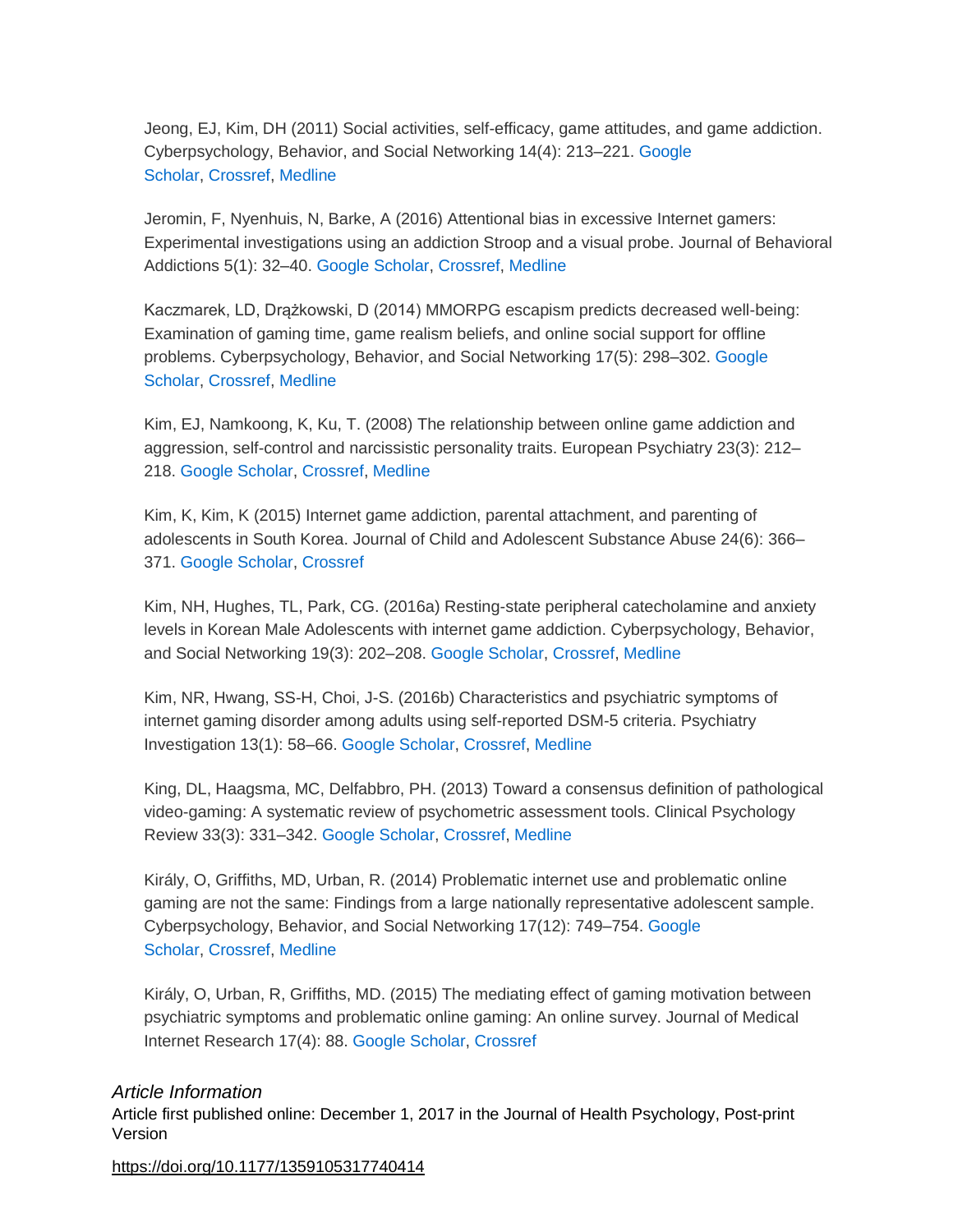Jeong, EJ, Kim, DH (2011) Social activities, self-efficacy, game attitudes, and game addiction. Cyberpsychology, Behavior, and Social Networking 14(4): 213–221. Google Scholar, Crossref, Medline

Jeromin, F, Nyenhuis, N, Barke, A (2016) Attentional bias in excessive Internet gamers: Experimental investigations using an addiction Stroop and a visual probe. Journal of Behavioral Addictions 5(1): 32–40. Google Scholar, Crossref, Medline

Kaczmarek, LD, Drążkowski, D (2014) MMORPG escapism predicts decreased well-being: Examination of gaming time, game realism beliefs, and online social support for offline problems. Cyberpsychology, Behavior, and Social Networking 17(5): 298–302. Google Scholar, Crossref, Medline

Kim, EJ, Namkoong, K, Ku, T. (2008) The relationship between online game addiction and aggression, self-control and narcissistic personality traits. European Psychiatry 23(3): 212–218. Google Scholar, Crossref, Medline

Kim, K, Kim, K (2015) Internet game addiction, parental attachment, and parenting of adolescents in South Korea. Journal of Child and Adolescent Substance Abuse 24(6): 366–371. Google Scholar, Crossref

Kim, NH, Hughes, TL, Park, CG. (2016a) Resting-state peripheral catecholamine and anxiety levels in Korean Male Adolescents with internet game addiction. Cyberpsychology, Behavior, and Social Networking 19(3): 202–208. Google Scholar, Crossref, Medline

Kim, NR, Hwang, SS-H, Choi, J-S. (2016b) Characteristics and psychiatric symptoms of internet gaming disorder among adults using self-reported DSM-5 criteria. Psychiatry Investigation 13(1): 58–66. Google Scholar, Crossref, Medline

King, DL, Haagsma, MC, Delfabbro, PH. (2013) Toward a consensus definition of pathological video-gaming: A systematic review of psychometric assessment tools. Clinical Psychology Review 33(3): 331–342. Google Scholar, Crossref, Medline

Király, O, Griffiths, MD, Urban, R. (2014) Problematic internet use and problematic online gaming are not the same: Findings from a large nationally representative adolescent sample. Cyberpsychology, Behavior, and Social Networking 17(12): 749–754. Google Scholar, Crossref, Medline

Király, O, Urban, R, Griffiths, MD. (2015) The mediating effect of gaming motivation between psychiatric symptoms and problematic online gaming: An online survey. Journal of Medical Internet Research 17(4): 88. Google Scholar, Crossref

*Article Information*

Article first published online: December 1, 2017 in the Journal of Health Psychology, Post-print Version

https://doi.org/10.1177/1359105317740414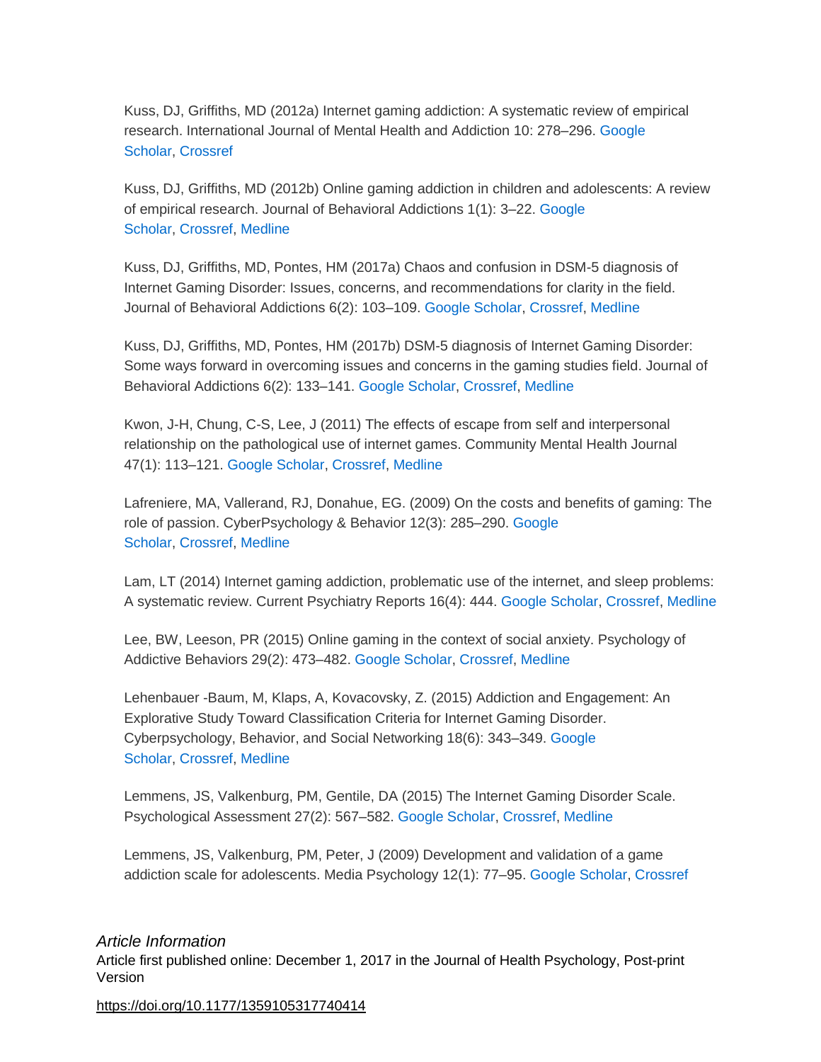Kuss, DJ, Griffiths, MD (2012a) Internet gaming addiction: A systematic review of empirical research. International Journal of Mental Health and Addiction 10: 278–296. Google Scholar, Crossref

Kuss, DJ, Griffiths, MD (2012b) Online gaming addiction in children and adolescents: A review of empirical research. Journal of Behavioral Addictions 1(1): 3–22. Google Scholar, Crossref, Medline

Kuss, DJ, Griffiths, MD, Pontes, HM (2017a) Chaos and confusion in DSM-5 diagnosis of Internet Gaming Disorder: Issues, concerns, and recommendations for clarity in the field. Journal of Behavioral Addictions 6(2): 103–109. Google Scholar, Crossref, Medline

Kuss, DJ, Griffiths, MD, Pontes, HM (2017b) DSM-5 diagnosis of Internet Gaming Disorder: Some ways forward in overcoming issues and concerns in the gaming studies field. Journal of Behavioral Addictions 6(2): 133–141. Google Scholar, Crossref, Medline

Kwon, J-H, Chung, C-S, Lee, J (2011) The effects of escape from self and interpersonal relationship on the pathological use of internet games. Community Mental Health Journal 47(1): 113–121. Google Scholar, Crossref, Medline

Lafreniere, MA, Vallerand, RJ, Donahue, EG. (2009) On the costs and benefits of gaming: The role of passion. CyberPsychology & Behavior 12(3): 285–290. Google Scholar, Crossref, Medline

Lam, LT (2014) Internet gaming addiction, problematic use of the internet, and sleep problems: A systematic review. Current Psychiatry Reports 16(4): 444. Google Scholar, Crossref, Medline

Lee, BW, Leeson, PR (2015) Online gaming in the context of social anxiety. Psychology of Addictive Behaviors 29(2): 473–482. Google Scholar, Crossref, Medline

Lehenbauer -Baum, M, Klaps, A, Kovacovsky, Z. (2015) Addiction and Engagement: An Explorative Study Toward Classification Criteria for Internet Gaming Disorder. Cyberpsychology, Behavior, and Social Networking 18(6): 343–349. Google Scholar, Crossref, Medline

Lemmens, JS, Valkenburg, PM, Gentile, DA (2015) The Internet Gaming Disorder Scale. Psychological Assessment 27(2): 567–582. Google Scholar, Crossref, Medline

Lemmens, JS, Valkenburg, PM, Peter, J (2009) Development and validation of a game addiction scale for adolescents. Media Psychology 12(1): 77–95. Google Scholar, Crossref

*Article Information*

Article first published online: December 1, 2017 in the Journal of Health Psychology, Post-print Version

https://doi.org/10.1177/1359105317740414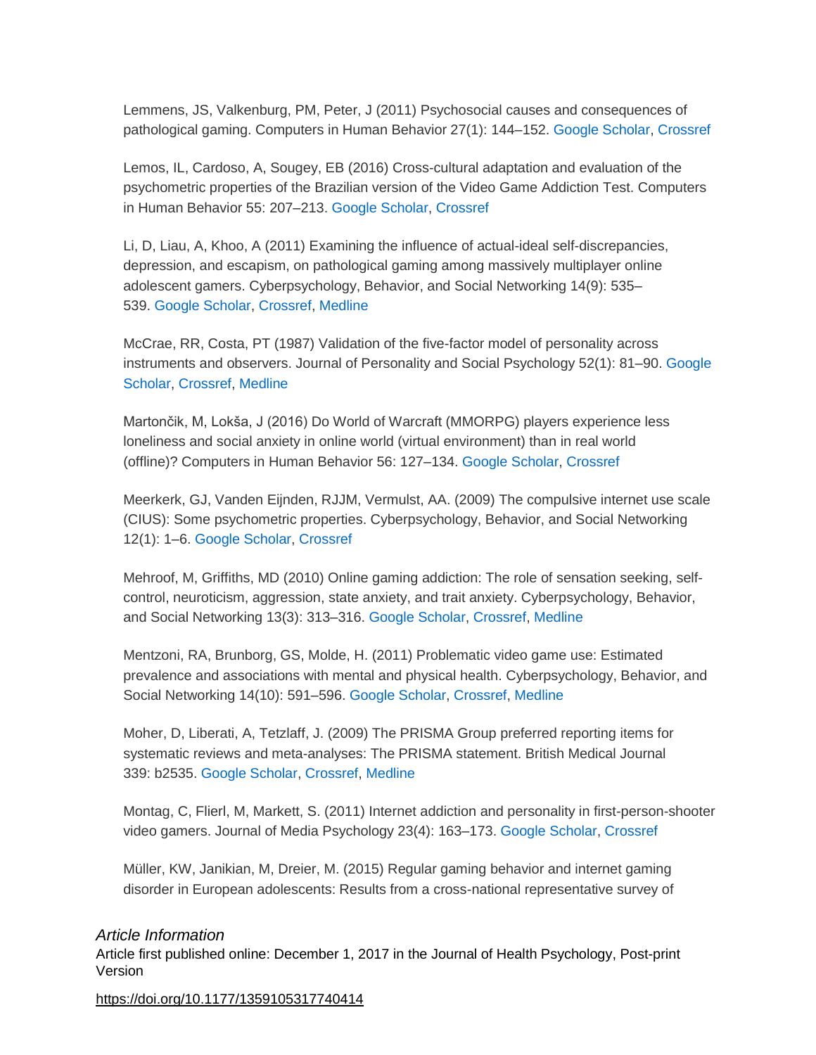Lemmens, JS, Valkenburg, PM, Peter, J (2011) Psychosocial causes and consequences of pathological gaming. Computers in Human Behavior 27(1): 144–152. Google Scholar, Crossref

Lemos, IL, Cardoso, A, Sougey, EB (2016) Cross-cultural adaptation and evaluation of the psychometric properties of the Brazilian version of the Video Game Addiction Test. Computers in Human Behavior 55: 207–213. Google Scholar, Crossref

Li, D, Liau, A, Khoo, A (2011) Examining the influence of actual-ideal self-discrepancies, depression, and escapism, on pathological gaming among massively multiplayer online adolescent gamers. Cyberpsychology, Behavior, and Social Networking 14(9): 535–539. Google Scholar, Crossref, Medline

McCrae, RR, Costa, PT (1987) Validation of the five-factor model of personality across instruments and observers. Journal of Personality and Social Psychology 52(1): 81–90. Google Scholar, Crossref, Medline

Martončik, M, Lokša, J (2016) Do World of Warcraft (MMORPG) players experience less loneliness and social anxiety in online world (virtual environment) than in real world (offline)? Computers in Human Behavior 56: 127–134. Google Scholar, Crossref

Meerkerk, GJ, Vanden Eijnden, RJJM, Vermulst, AA. (2009) The compulsive internet use scale (CIUS): Some psychometric properties. Cyberpsychology, Behavior, and Social Networking 12(1): 1–6. Google Scholar, Crossref

Mehroof, M, Griffiths, MD (2010) Online gaming addiction: The role of sensation seeking, self-control, neuroticism, aggression, state anxiety, and trait anxiety. Cyberpsychology, Behavior, and Social Networking 13(3): 313–316. Google Scholar, Crossref, Medline

Mentzoni, RA, Brunborg, GS, Molde, H. (2011) Problematic video game use: Estimated prevalence and associations with mental and physical health. Cyberpsychology, Behavior, and Social Networking 14(10): 591–596. Google Scholar, Crossref, Medline

Moher, D, Liberati, A, Tetzlaff, J. (2009) The PRISMA Group preferred reporting items for systematic reviews and meta-analyses: The PRISMA statement. British Medical Journal 339: b2535. Google Scholar, Crossref, Medline

Montag, C, Flierl, M, Markett, S. (2011) Internet addiction and personality in first-person-shooter video gamers. Journal of Media Psychology 23(4): 163–173. Google Scholar, Crossref

Müller, KW, Janikian, M, Dreier, M. (2015) Regular gaming behavior and internet gaming disorder in European adolescents: Results from a cross-national representative survey of

*Article Information*
Article first published online: December 1, 2017 in the Journal of Health Psychology, Post-print Version

https://doi.org/10.1177/1359105317740414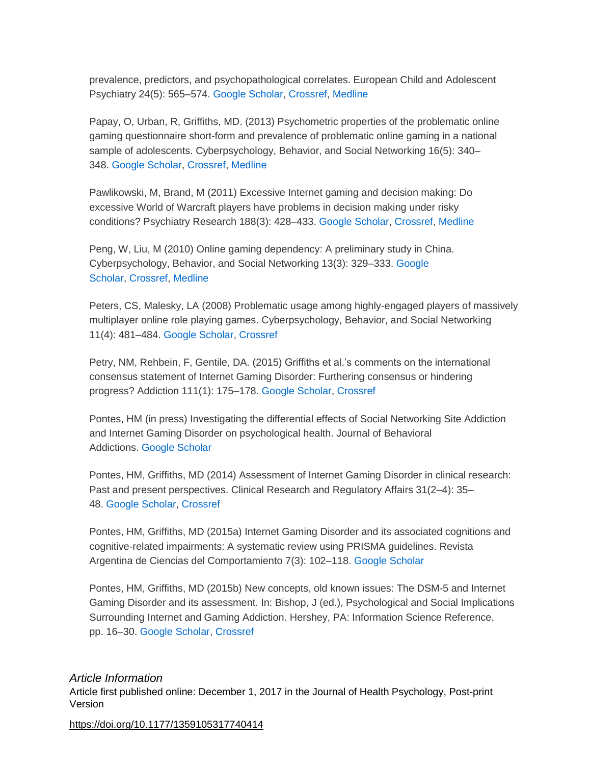prevalence, predictors, and psychopathological correlates. European Child and Adolescent Psychiatry 24(5): 565–574. Google Scholar, Crossref, Medline

Papay, O, Urban, R, Griffiths, MD. (2013) Psychometric properties of the problematic online gaming questionnaire short-form and prevalence of problematic online gaming in a national sample of adolescents. Cyberpsychology, Behavior, and Social Networking 16(5): 340–348. Google Scholar, Crossref, Medline

Pawlikowski, M, Brand, M (2011) Excessive Internet gaming and decision making: Do excessive World of Warcraft players have problems in decision making under risky conditions? Psychiatry Research 188(3): 428–433. Google Scholar, Crossref, Medline

Peng, W, Liu, M (2010) Online gaming dependency: A preliminary study in China. Cyberpsychology, Behavior, and Social Networking 13(3): 329–333. Google Scholar, Crossref, Medline

Peters, CS, Malesky, LA (2008) Problematic usage among highly-engaged players of massively multiplayer online role playing games. Cyberpsychology, Behavior, and Social Networking 11(4): 481–484. Google Scholar, Crossref

Petry, NM, Rehbein, F, Gentile, DA. (2015) Griffiths et al.'s comments on the international consensus statement of Internet Gaming Disorder: Furthering consensus or hindering progress? Addiction 111(1): 175–178. Google Scholar, Crossref

Pontes, HM (in press) Investigating the differential effects of Social Networking Site Addiction and Internet Gaming Disorder on psychological health. Journal of Behavioral Addictions. Google Scholar

Pontes, HM, Griffiths, MD (2014) Assessment of Internet Gaming Disorder in clinical research: Past and present perspectives. Clinical Research and Regulatory Affairs 31(2–4): 35–48. Google Scholar, Crossref

Pontes, HM, Griffiths, MD (2015a) Internet Gaming Disorder and its associated cognitions and cognitive-related impairments: A systematic review using PRISMA guidelines. Revista Argentina de Ciencias del Comportamiento 7(3): 102–118. Google Scholar

Pontes, HM, Griffiths, MD (2015b) New concepts, old known issues: The DSM-5 and Internet Gaming Disorder and its assessment. In: Bishop, J (ed.), Psychological and Social Implications Surrounding Internet and Gaming Addiction. Hershey, PA: Information Science Reference, pp. 16–30. Google Scholar, Crossref

*Article Information*

Article first published online: December 1, 2017 in the Journal of Health Psychology, Post-print Version

https://doi.org/10.1177/1359105317740414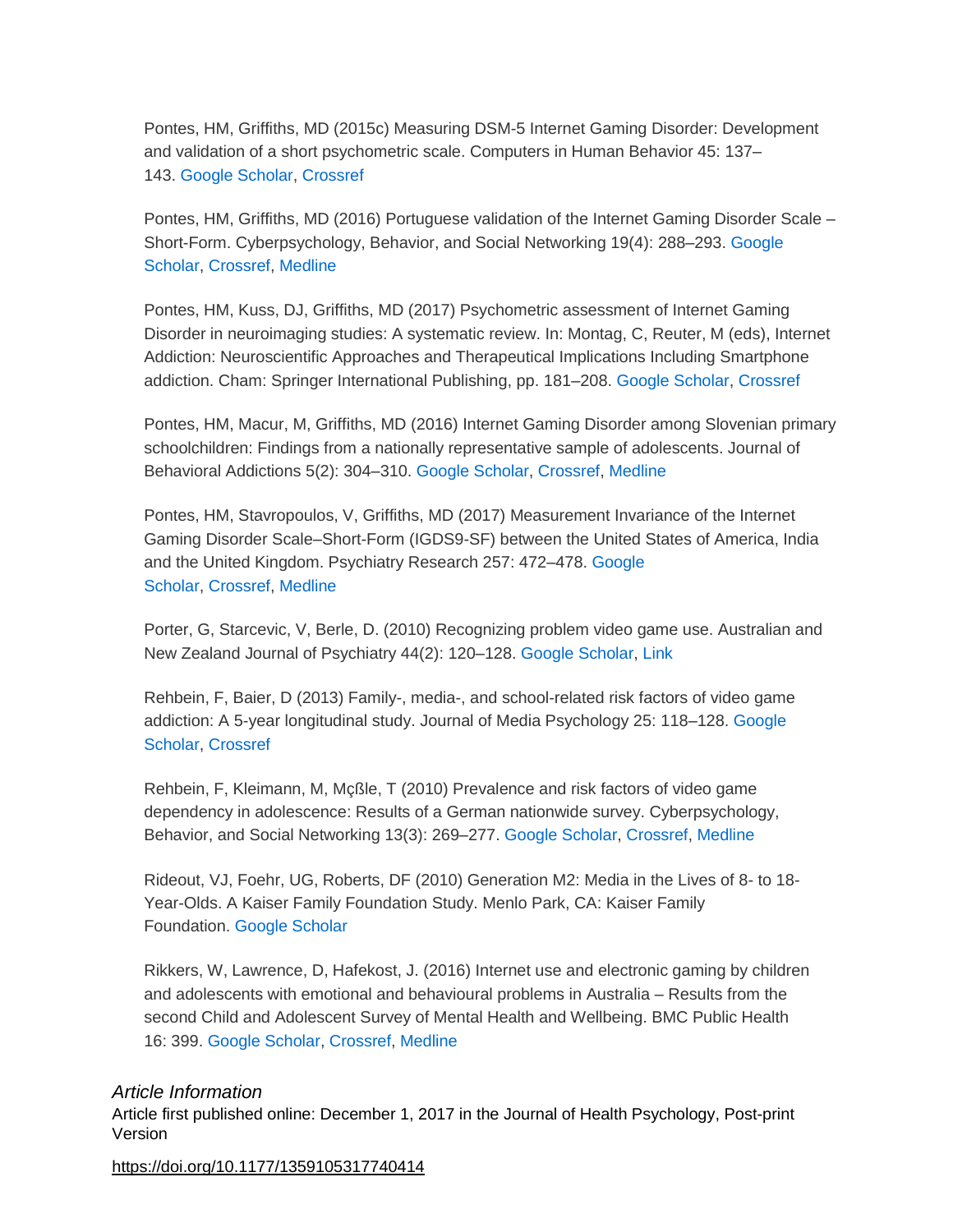Pontes, HM, Griffiths, MD (2015c) Measuring DSM-5 Internet Gaming Disorder: Development and validation of a short psychometric scale. Computers in Human Behavior 45: 137–143. Google Scholar, Crossref

Pontes, HM, Griffiths, MD (2016) Portuguese validation of the Internet Gaming Disorder Scale – Short-Form. Cyberpsychology, Behavior, and Social Networking 19(4): 288–293. Google Scholar, Crossref, Medline

Pontes, HM, Kuss, DJ, Griffiths, MD (2017) Psychometric assessment of Internet Gaming Disorder in neuroimaging studies: A systematic review. In: Montag, C, Reuter, M (eds), Internet Addiction: Neuroscientific Approaches and Therapeutical Implications Including Smartphone addiction. Cham: Springer International Publishing, pp. 181–208. Google Scholar, Crossref

Pontes, HM, Macur, M, Griffiths, MD (2016) Internet Gaming Disorder among Slovenian primary schoolchildren: Findings from a nationally representative sample of adolescents. Journal of Behavioral Addictions 5(2): 304–310. Google Scholar, Crossref, Medline

Pontes, HM, Stavropoulos, V, Griffiths, MD (2017) Measurement Invariance of the Internet Gaming Disorder Scale–Short-Form (IGDS9-SF) between the United States of America, India and the United Kingdom. Psychiatry Research 257: 472–478. Google Scholar, Crossref, Medline

Porter, G, Starcevic, V, Berle, D. (2010) Recognizing problem video game use. Australian and New Zealand Journal of Psychiatry 44(2): 120–128. Google Scholar, Link

Rehbein, F, Baier, D (2013) Family-, media-, and school-related risk factors of video game addiction: A 5-year longitudinal study. Journal of Media Psychology 25: 118–128. Google Scholar, Crossref

Rehbein, F, Kleimann, M, Mçßle, T (2010) Prevalence and risk factors of video game dependency in adolescence: Results of a German nationwide survey. Cyberpsychology, Behavior, and Social Networking 13(3): 269–277. Google Scholar, Crossref, Medline

Rideout, VJ, Foehr, UG, Roberts, DF (2010) Generation M2: Media in the Lives of 8- to 18-Year-Olds. A Kaiser Family Foundation Study. Menlo Park, CA: Kaiser Family Foundation. Google Scholar

Rikkers, W, Lawrence, D, Hafekost, J. (2016) Internet use and electronic gaming by children and adolescents with emotional and behavioural problems in Australia – Results from the second Child and Adolescent Survey of Mental Health and Wellbeing. BMC Public Health 16: 399. Google Scholar, Crossref, Medline

### *Article Information*

Article first published online: December 1, 2017 in the Journal of Health Psychology, Post-print Version

https://doi.org/10.1177/1359105317740414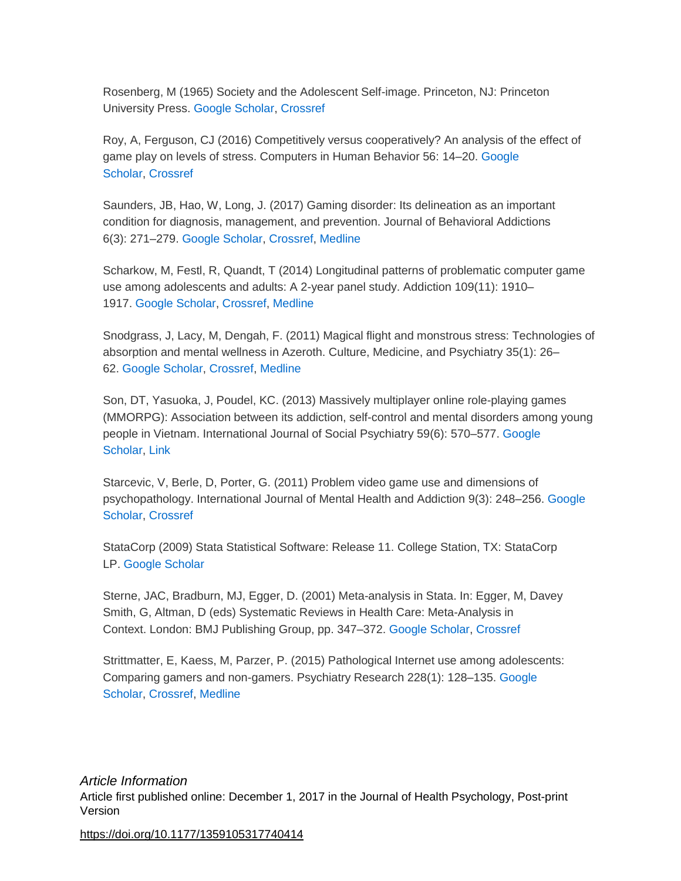Rosenberg, M (1965) Society and the Adolescent Self-image. Princeton, NJ: Princeton University Press. Google Scholar, Crossref

Roy, A, Ferguson, CJ (2016) Competitively versus cooperatively? An analysis of the effect of game play on levels of stress. Computers in Human Behavior 56: 14–20. Google Scholar, Crossref

Saunders, JB, Hao, W, Long, J. (2017) Gaming disorder: Its delineation as an important condition for diagnosis, management, and prevention. Journal of Behavioral Addictions 6(3): 271–279. Google Scholar, Crossref, Medline

Scharkow, M, Festl, R, Quandt, T (2014) Longitudinal patterns of problematic computer game use among adolescents and adults: A 2-year panel study. Addiction 109(11): 1910–1917. Google Scholar, Crossref, Medline

Snodgrass, J, Lacy, M, Dengah, F. (2011) Magical flight and monstrous stress: Technologies of absorption and mental wellness in Azeroth. Culture, Medicine, and Psychiatry 35(1): 26–62. Google Scholar, Crossref, Medline

Son, DT, Yasuoka, J, Poudel, KC. (2013) Massively multiplayer online role-playing games (MMORPG): Association between its addiction, self-control and mental disorders among young people in Vietnam. International Journal of Social Psychiatry 59(6): 570–577. Google Scholar, Link

Starcevic, V, Berle, D, Porter, G. (2011) Problem video game use and dimensions of psychopathology. International Journal of Mental Health and Addiction 9(3): 248–256. Google Scholar, Crossref

StataCorp (2009) Stata Statistical Software: Release 11. College Station, TX: StataCorp LP. Google Scholar

Sterne, JAC, Bradburn, MJ, Egger, D. (2001) Meta-analysis in Stata. In: Egger, M, Davey Smith, G, Altman, D (eds) Systematic Reviews in Health Care: Meta-Analysis in Context. London: BMJ Publishing Group, pp. 347–372. Google Scholar, Crossref

Strittmatter, E, Kaess, M, Parzer, P. (2015) Pathological Internet use among adolescents: Comparing gamers and non-gamers. Psychiatry Research 228(1): 128–135. Google Scholar, Crossref, Medline

*Article Information*

Article first published online: December 1, 2017 in the Journal of Health Psychology, Post-print Version

https://doi.org/10.1177/1359105317740414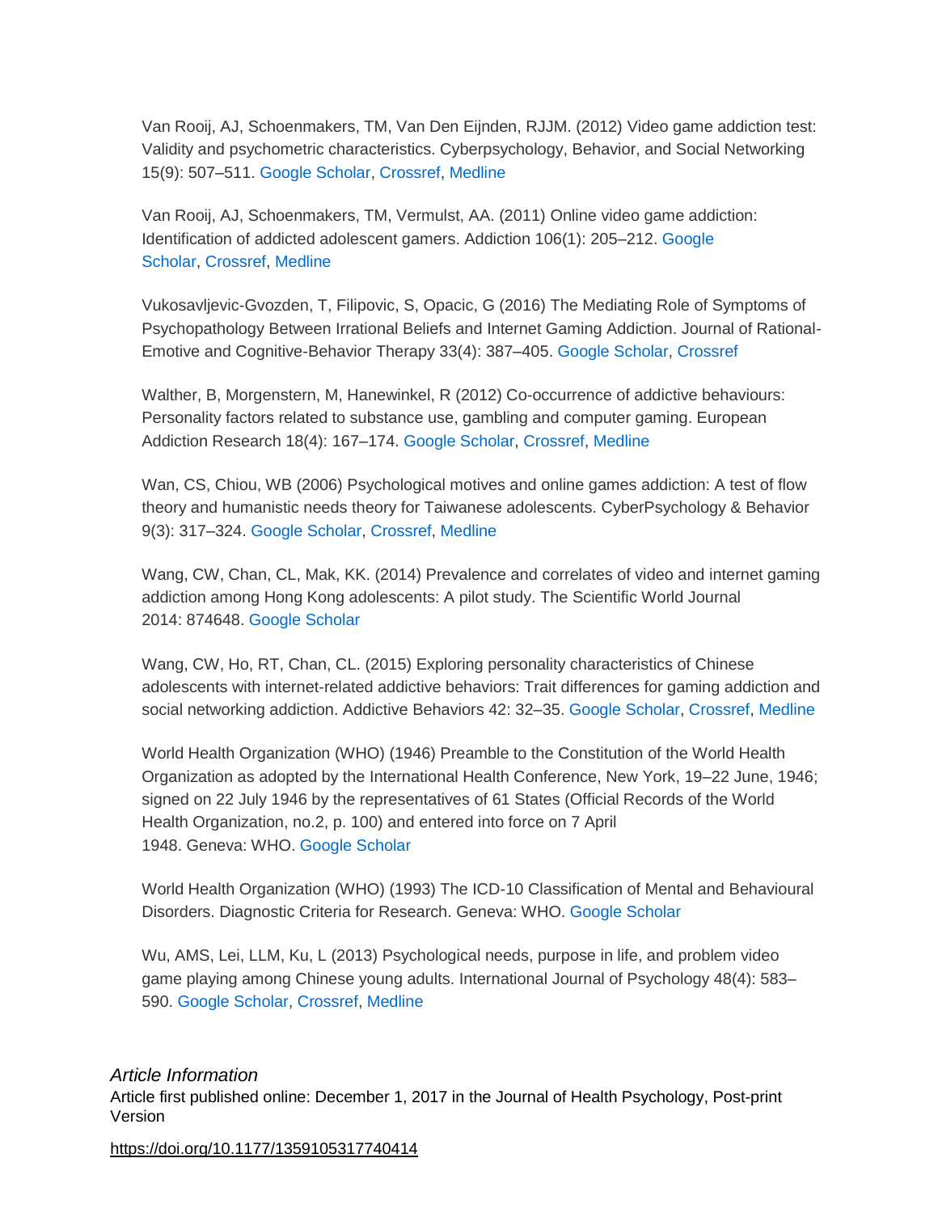Van Rooij, AJ, Schoenmakers, TM, Van Den Eijnden, RJJM. (2012) Video game addiction test: Validity and psychometric characteristics. Cyberpsychology, Behavior, and Social Networking 15(9): 507–511. Google Scholar, Crossref, Medline

Van Rooij, AJ, Schoenmakers, TM, Vermulst, AA. (2011) Online video game addiction: Identification of addicted adolescent gamers. Addiction 106(1): 205–212. Google Scholar, Crossref, Medline

Vukosavljevic-Gvozden, T, Filipovic, S, Opacic, G (2016) The Mediating Role of Symptoms of Psychopathology Between Irrational Beliefs and Internet Gaming Addiction. Journal of Rational-Emotive and Cognitive-Behavior Therapy 33(4): 387–405. Google Scholar, Crossref

Walther, B, Morgenstern, M, Hanewinkel, R (2012) Co-occurrence of addictive behaviours: Personality factors related to substance use, gambling and computer gaming. European Addiction Research 18(4): 167–174. Google Scholar, Crossref, Medline

Wan, CS, Chiou, WB (2006) Psychological motives and online games addiction: A test of flow theory and humanistic needs theory for Taiwanese adolescents. CyberPsychology & Behavior 9(3): 317–324. Google Scholar, Crossref, Medline

Wang, CW, Chan, CL, Mak, KK. (2014) Prevalence and correlates of video and internet gaming addiction among Hong Kong adolescents: A pilot study. The Scientific World Journal 2014: 874648. Google Scholar

Wang, CW, Ho, RT, Chan, CL. (2015) Exploring personality characteristics of Chinese adolescents with internet-related addictive behaviors: Trait differences for gaming addiction and social networking addiction. Addictive Behaviors 42: 32–35. Google Scholar, Crossref, Medline

World Health Organization (WHO) (1946) Preamble to the Constitution of the World Health Organization as adopted by the International Health Conference, New York, 19–22 June, 1946; signed on 22 July 1946 by the representatives of 61 States (Official Records of the World Health Organization, no.2, p. 100) and entered into force on 7 April 1948. Geneva: WHO. Google Scholar

World Health Organization (WHO) (1993) The ICD-10 Classification of Mental and Behavioural Disorders. Diagnostic Criteria for Research. Geneva: WHO. Google Scholar

Wu, AMS, Lei, LLM, Ku, L (2013) Psychological needs, purpose in life, and problem video game playing among Chinese young adults. International Journal of Psychology 48(4): 583–590. Google Scholar, Crossref, Medline

### *Article Information*

Article first published online: December 1, 2017 in the Journal of Health Psychology, Post-print Version

https://doi.org/10.1177/1359105317740414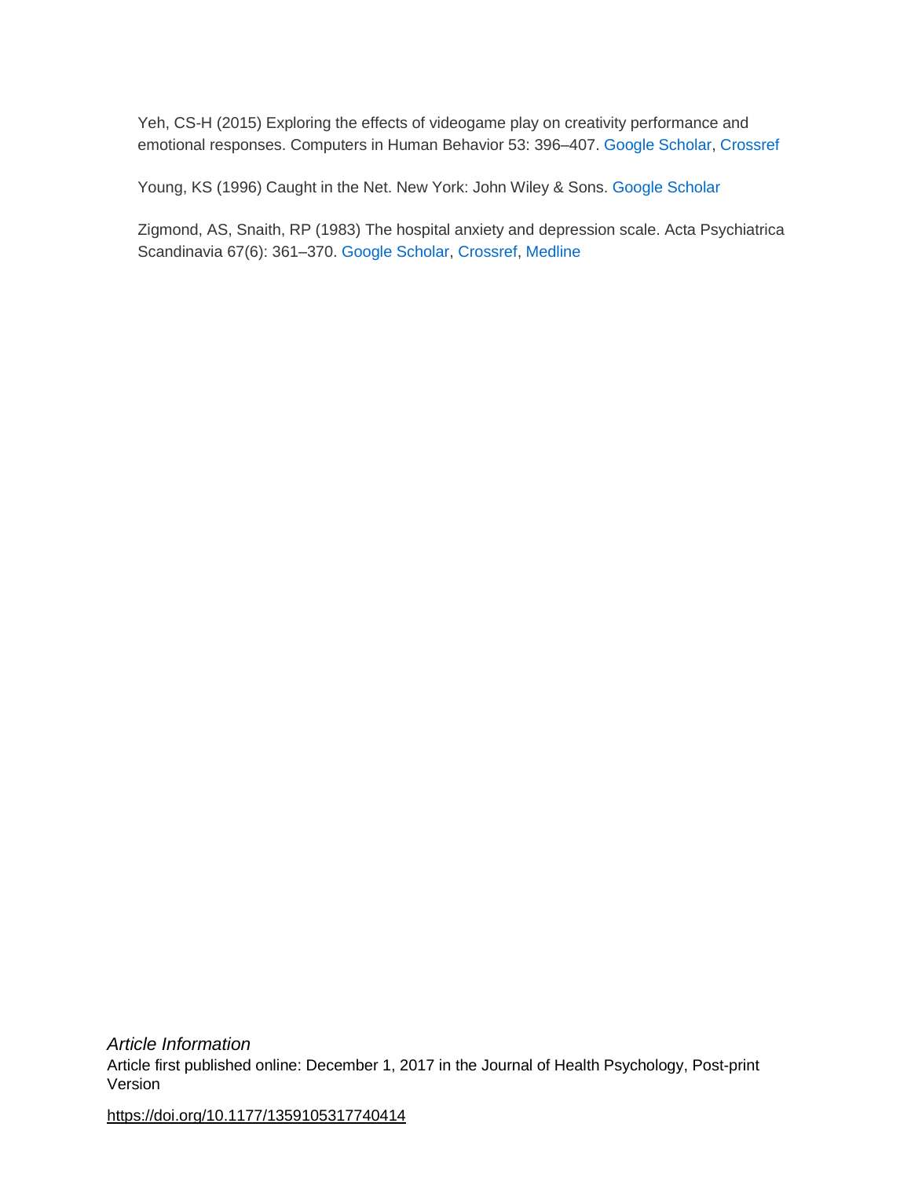Yeh, CS-H (2015) Exploring the effects of videogame play on creativity performance and emotional responses. Computers in Human Behavior 53: 396–407. Google Scholar, Crossref

Young, KS (1996) Caught in the Net. New York: John Wiley & Sons. Google Scholar

Zigmond, AS, Snaith, RP (1983) The hospital anxiety and depression scale. Acta Psychiatrica Scandinavia 67(6): 361–370. Google Scholar, Crossref, Medline

*Article Information*

Article first published online: December 1, 2017 in the Journal of Health Psychology, Post-print Version

https://doi.org/10.1177/1359105317740414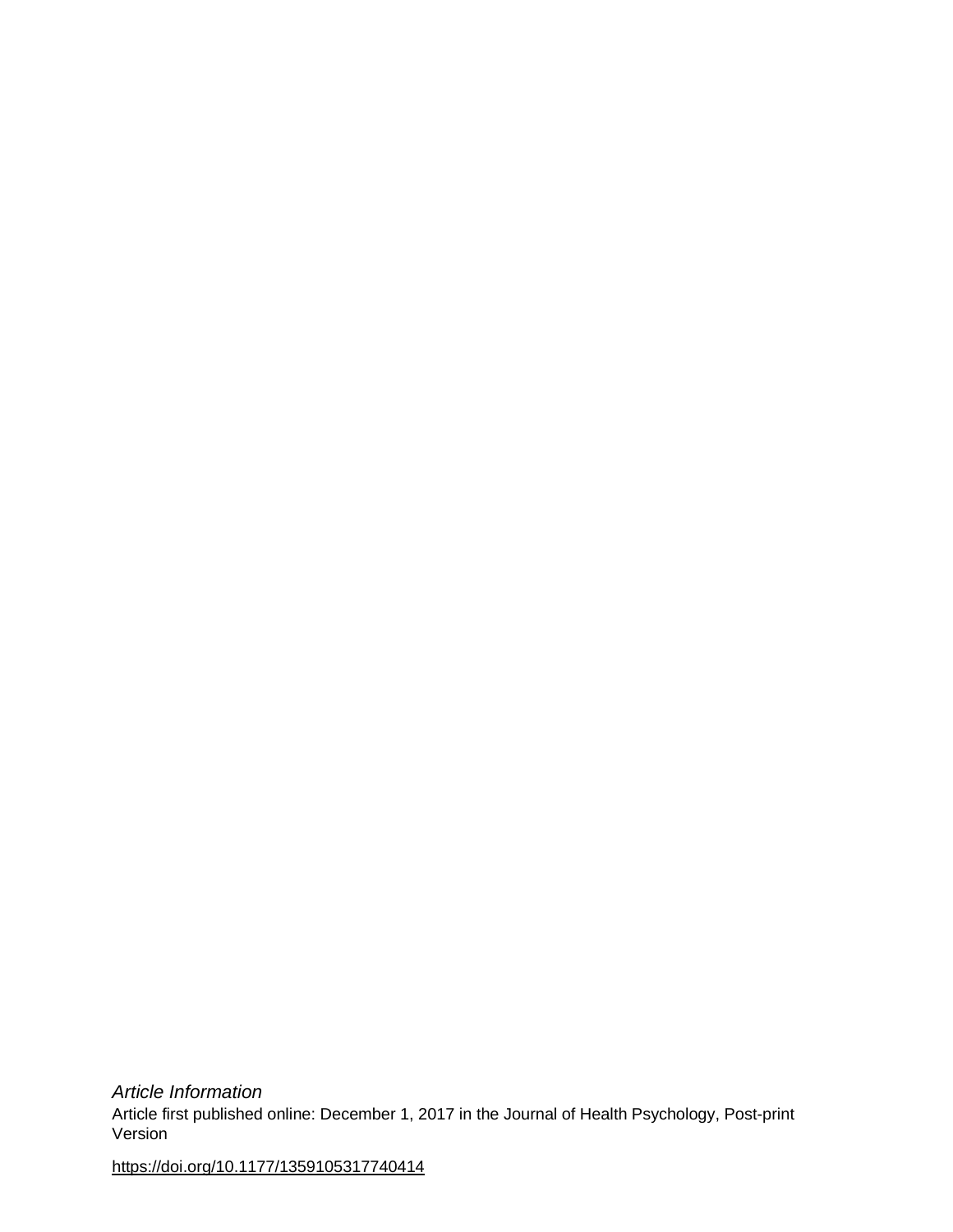*Article Information*

Article first published online: December 1, 2017 in the Journal of Health Psychology, Post-print Version

https://doi.org/10.1177/1359105317740414